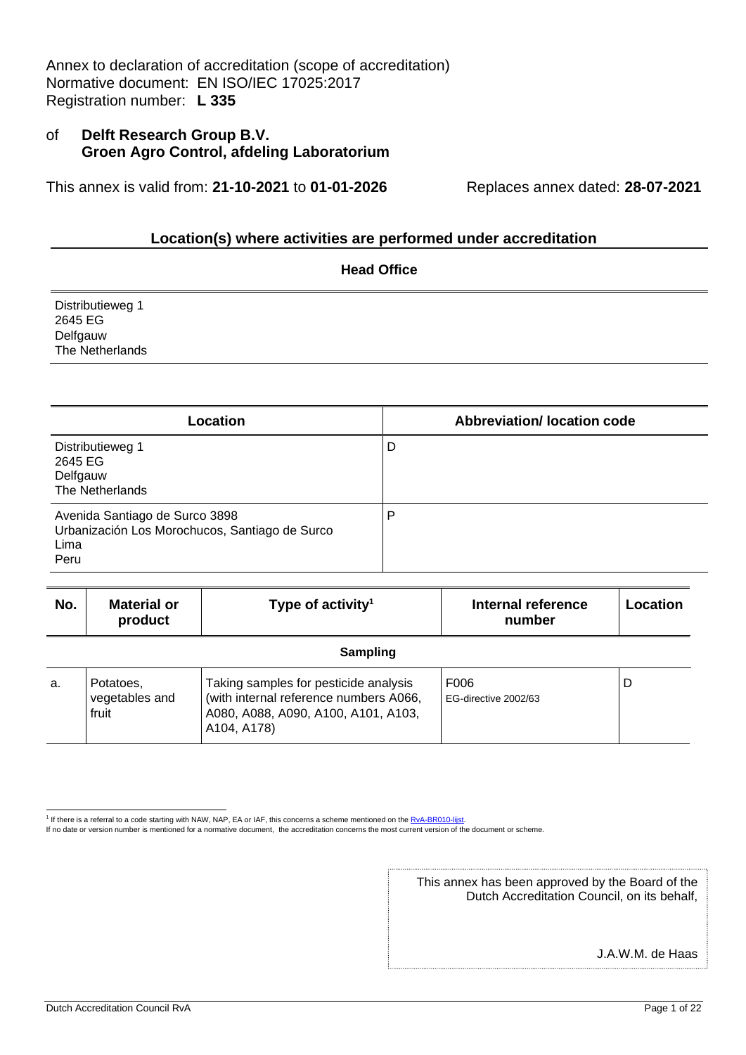Annex to declaration of accreditation (scope of accreditation)
Normative document: EN ISO/IEC 17025:2017
Registration number: **L 335**

of **Delft Research Group B.V.**
**Groen Agro Control, afdeling Laboratorium**

This annex is valid from: **21-10-2021** to **01-01-2026** Replaces annex dated: **28-07-2021**

## Location(s) where activities are performed under accreditation

**Head Office**

Distributieweg 1
2645 EG
Delfgauw
The Netherlands

| Location | Abbreviation/ location code |
|---|---|
| Distributieweg 1<br>2645 EG<br>Delfgauw<br>The Netherlands | D |
| Avenida Santiago de Surco 3898<br>Urbanización Los Morochucos, Santiago de Surco<br>Lima<br>Peru | P |

| No. | Material or product | Type of activity[1] | Internal reference number | Location |
|---|---|---|---|---|
| | | **Sampling** | | |
| a. | Potatoes, vegetables and fruit | Taking samples for pesticide analysis (with internal reference numbers A066, A080, A088, A090, A100, A101, A103, A104, A178) | F006<br>EG-directive 2002/63 | D |

[1] If there is a referral to a code starting with NAW, NAP, EA or IAF, this concerns a scheme mentioned on the RvA-BR010-lijst.
If no date or version number is mentioned for a normative document, the accreditation concerns the most current version of the document or scheme.

This annex has been approved by the Board of the Dutch Accreditation Council, on its behalf,

J.A.W.M. de Haas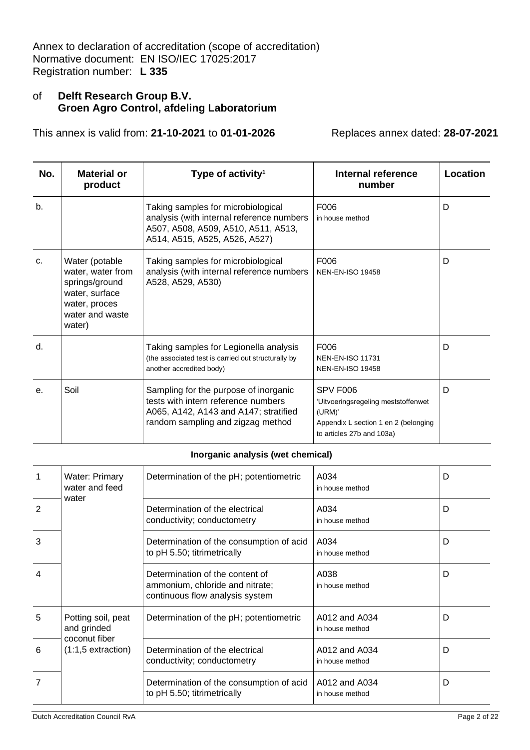Annex to declaration of accreditation (scope of accreditation)
Normative document: EN ISO/IEC 17025:2017
Registration number: **L 335**

of **Delft Research Group B.V.**
**Groen Agro Control, afdeling Laboratorium**

This annex is valid from: **21-10-2021** to **01-01-2026** Replaces annex dated: **28-07-2021**

| No. | Material or product | Type of activity[1] | Internal reference number | Location |
|---|---|---|---|---|
| b. | | Taking samples for microbiological analysis (with internal reference numbers A507, A508, A509, A510, A511, A513, A514, A515, A525, A526, A527) | F006 in house method | D |
| c. | Water (potable water, water from springs/ground water, surface water, proces water and waste water) | Taking samples for microbiological analysis (with internal reference numbers A528, A529, A530) | F006 NEN-EN-ISO 19458 | D |
| d. | | Taking samples for Legionella analysis (the associated test is carried out structurally by another accredited body) | F006 NEN-EN-ISO 11731 NEN-EN-ISO 19458 | D |
| e. | Soil | Sampling for the purpose of inorganic tests with intern reference numbers A065, A142, A143 and A147; stratified random sampling and zigzag method | SPV F006 'Uitvoeringsregeling meststoffenwet (URM)' Appendix L section 1 en 2 (belonging to articles 27b and 103a) | D |
| | | **Inorganic analysis (wet chemical)** | | |
| 1 | Water: Primary water and feed water | Determination of the pH; potentiometric | A034 in house method | D |
| 2 | | Determination of the electrical conductivity; conductometry | A034 in house method | D |
| 3 | | Determination of the consumption of acid to pH 5.50; titrimetrically | A034 in house method | D |
| 4 | | Determination of the content of ammonium, chloride and nitrate; continuous flow analysis system | A038 in house method | D |
| 5 | Potting soil, peat and grinded coconut fiber (1:1,5 extraction) | Determination of the pH; potentiometric | A012 and A034 in house method | D |
| 6 | | Determination of the electrical conductivity; conductometry | A012 and A034 in house method | D |
| 7 | | Determination of the consumption of acid to pH 5.50; titrimetrically | A012 and A034 in house method | D |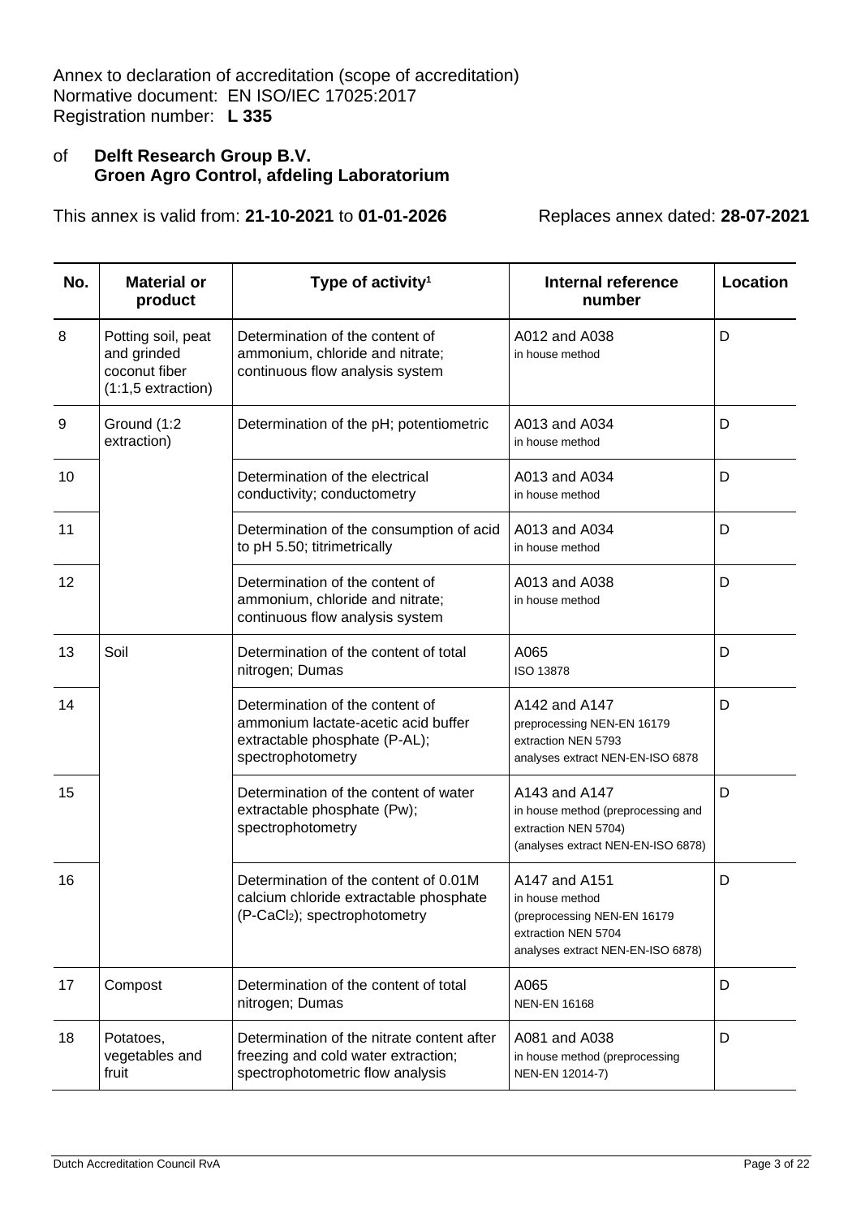Annex to declaration of accreditation (scope of accreditation)
Normative document: EN ISO/IEC 17025:2017
Registration number: **L 335**

of **Delft Research Group B.V.**
**Groen Agro Control, afdeling Laboratorium**

This annex is valid from: **21-10-2021** to **01-01-2026** Replaces annex dated: **28-07-2021**

| No. | Material or product | Type of activity[1] | Internal reference number | Location |
|---|---|---|---|---|
| 8 | Potting soil, peat and grinded coconut fiber (1:1,5 extraction) | Determination of the content of ammonium, chloride and nitrate; continuous flow analysis system | A012 and A038<br>in house method | D |
| 9 | Ground (1:2 extraction) | Determination of the pH; potentiometric | A013 and A034<br>in house method | D |
| 10 | | Determination of the electrical conductivity; conductometry | A013 and A034<br>in house method | D |
| 11 | | Determination of the consumption of acid to pH 5.50; titrimetrically | A013 and A034<br>in house method | D |
| 12 | | Determination of the content of ammonium, chloride and nitrate; continuous flow analysis system | A013 and A038<br>in house method | D |
| 13 | Soil | Determination of the content of total nitrogen; Dumas | A065<br>ISO 13878 | D |
| 14 | | Determination of the content of ammonium lactate-acetic acid buffer extractable phosphate (P-AL); spectrophotometry | A142 and A147<br>preprocessing NEN-EN 16179<br>extraction NEN 5793<br>analyses extract NEN-EN-ISO 6878 | D |
| 15 | | Determination of the content of water extractable phosphate (Pw); spectrophotometry | A143 and A147<br>in house method (preprocessing and extraction NEN 5704)<br>(analyses extract NEN-EN-ISO 6878) | D |
| 16 | | Determination of the content of 0.01M calcium chloride extractable phosphate (P-$CaCl_2$); spectrophotometry | A147 and A151<br>in house method<br>(preprocessing NEN-EN 16179<br>extraction NEN 5704<br>analyses extract NEN-EN-ISO 6878) | D |
| 17 | Compost | Determination of the content of total nitrogen; Dumas | A065<br>NEN-EN 16168 | D |
| 18 | Potatoes, vegetables and fruit | Determination of the nitrate content after freezing and cold water extraction; spectrophotometric flow analysis | A081 and A038<br>in house method (preprocessing NEN-EN 12014-7) | D |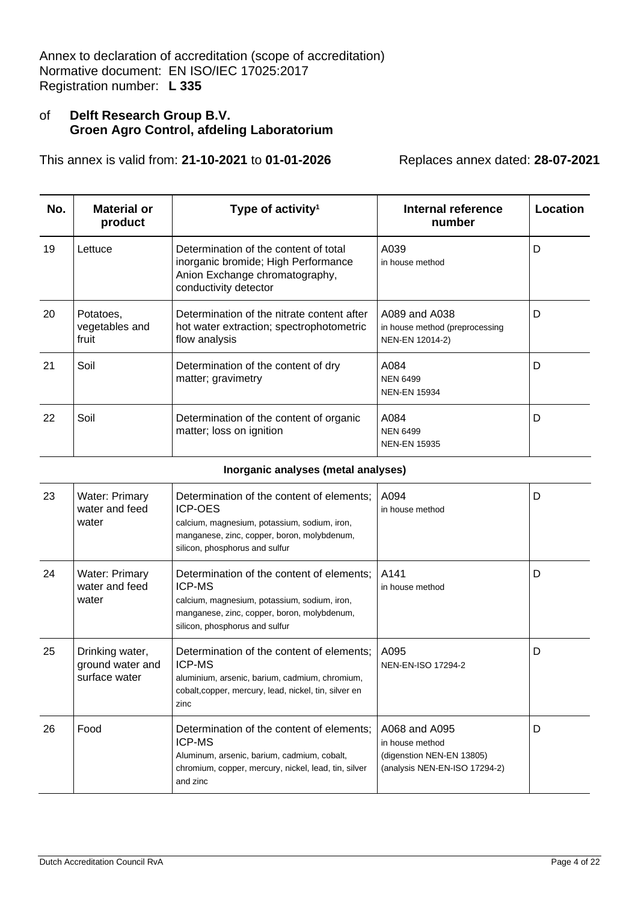Annex to declaration of accreditation (scope of accreditation)
Normative document: EN ISO/IEC 17025:2017
Registration number: **L 335**

of **Delft Research Group B.V.**
**Groen Agro Control, afdeling Laboratorium**

This annex is valid from: **21-10-2021** to **01-01-2026** Replaces annex dated: **28-07-2021**

| No. | Material or product | Type of activity[1] | Internal reference number | Location |
|---|---|---|---|---|
| 19 | Lettuce | Determination of the content of total inorganic bromide; High Performance Anion Exchange chromatography, conductivity detector | A039<br>in house method | D |
| 20 | Potatoes, vegetables and fruit | Determination of the nitrate content after hot water extraction; spectrophotometric flow analysis | A089 and A038<br>in house method (preprocessing NEN-EN 12014-2) | D |
| 21 | Soil | Determination of the content of dry matter; gravimetry | A084<br>NEN 6499<br>NEN-EN 15934 | D |
| 22 | Soil | Determination of the content of organic matter; loss on ignition | A084<br>NEN 6499<br>NEN-EN 15935 | D |
| | | **Inorganic analyses (metal analyses)** | | |
| 23 | Water: Primary water and feed water | Determination of the content of elements; ICP-OES<br>calcium, magnesium, potassium, sodium, iron, manganese, zinc, copper, boron, molybdenum, silicon, phosphorus and sulfur | A094<br>in house method | D |
| 24 | Water: Primary water and feed water | Determination of the content of elements; ICP-MS<br>calcium, magnesium, potassium, sodium, iron, manganese, zinc, copper, boron, molybdenum, silicon, phosphorus and sulfur | A141<br>in house method | D |
| 25 | Drinking water, ground water and surface water | Determination of the content of elements; ICP-MS<br>aluminium, arsenic, barium, cadmium, chromium, cobalt,copper, mercury, lead, nickel, tin, silver en zinc | A095<br>NEN-EN-ISO 17294-2 | D |
| 26 | Food | Determination of the content of elements; ICP-MS<br>Aluminum, arsenic, barium, cadmium, cobalt, chromium, copper, mercury, nickel, lead, tin, silver and zinc | A068 and A095<br>in house method<br>(digenstion NEN-EN 13805)<br>(analysis NEN-EN-ISO 17294-2) | D |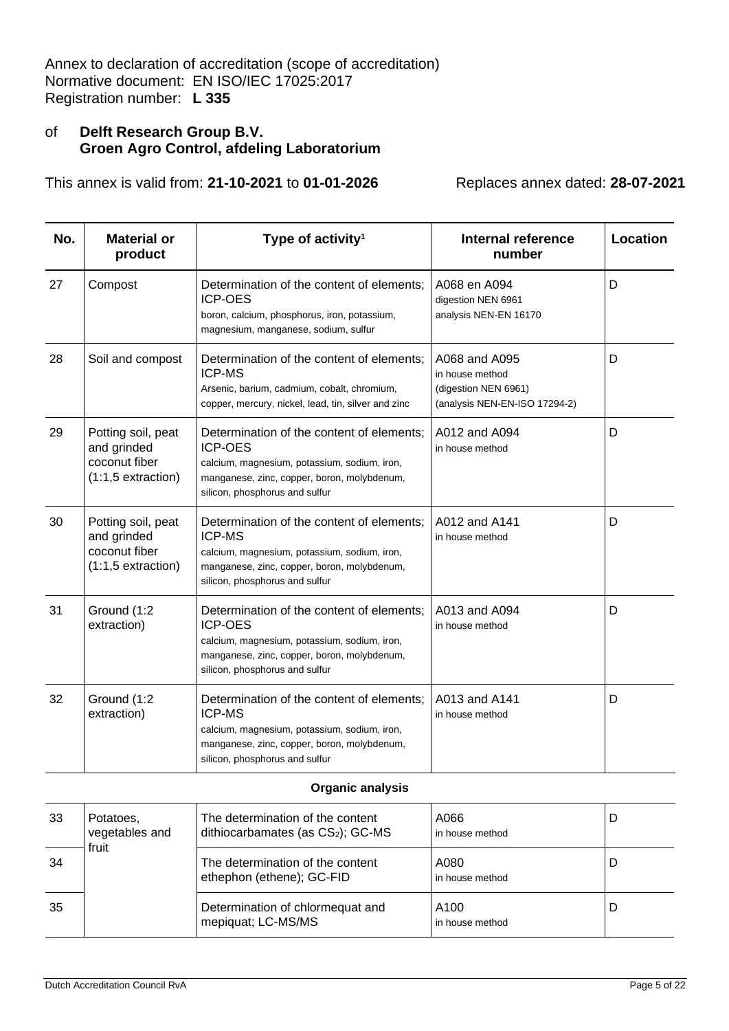Annex to declaration of accreditation (scope of accreditation)
Normative document: EN ISO/IEC 17025:2017
Registration number: **L 335**

of **Delft Research Group B.V.**
**Groen Agro Control, afdeling Laboratorium**

This annex is valid from: **21-10-2021** to **01-01-2026** Replaces annex dated: **28-07-2021**

| No. | Material or product | Type of activity[1] | Internal reference number | Location |
|---|---|---|---|---|
| 27 | Compost | Determination of the content of elements; ICP-OES<br>boron, calcium, phosphorus, iron, potassium, magnesium, manganese, sodium, sulfur | A068 en A094<br>digestion NEN 6961<br>analysis NEN-EN 16170 | D |
| 28 | Soil and compost | Determination of the content of elements; ICP-MS<br>Arsenic, barium, cadmium, cobalt, chromium, copper, mercury, nickel, lead, tin, silver and zinc | A068 and A095<br>in house method<br>(digestion NEN 6961)<br>(analysis NEN-EN-ISO 17294-2) | D |
| 29 | Potting soil, peat and grinded coconut fiber (1:1,5 extraction) | Determination of the content of elements; ICP-OES<br>calcium, magnesium, potassium, sodium, iron, manganese, zinc, copper, boron, molybdenum, silicon, phosphorus and sulfur | A012 and A094<br>in house method | D |
| 30 | Potting soil, peat and grinded coconut fiber (1:1,5 extraction) | Determination of the content of elements; ICP-MS<br>calcium, magnesium, potassium, sodium, iron, manganese, zinc, copper, boron, molybdenum, silicon, phosphorus and sulfur | A012 and A141<br>in house method | D |
| 31 | Ground (1:2 extraction) | Determination of the content of elements; ICP-OES<br>calcium, magnesium, potassium, sodium, iron, manganese, zinc, copper, boron, molybdenum, silicon, phosphorus and sulfur | A013 and A094<br>in house method | D |
| 32 | Ground (1:2 extraction) | Determination of the content of elements; ICP-MS<br>calcium, magnesium, potassium, sodium, iron, manganese, zinc, copper, boron, molybdenum, silicon, phosphorus and sulfur | A013 and A141<br>in house method | D |
| | | **Organic analysis** | | |
| 33 | Potatoes, vegetables and fruit | The determination of the content dithiocarbamates (as $CS_2$); GC-MS | A066<br>in house method | D |
| 34 | | The determination of the content ethephon (ethene); GC-FID | A080<br>in house method | D |
| 35 | | Determination of chlormequat and mepiquat; LC-MS/MS | A100<br>in house method | D |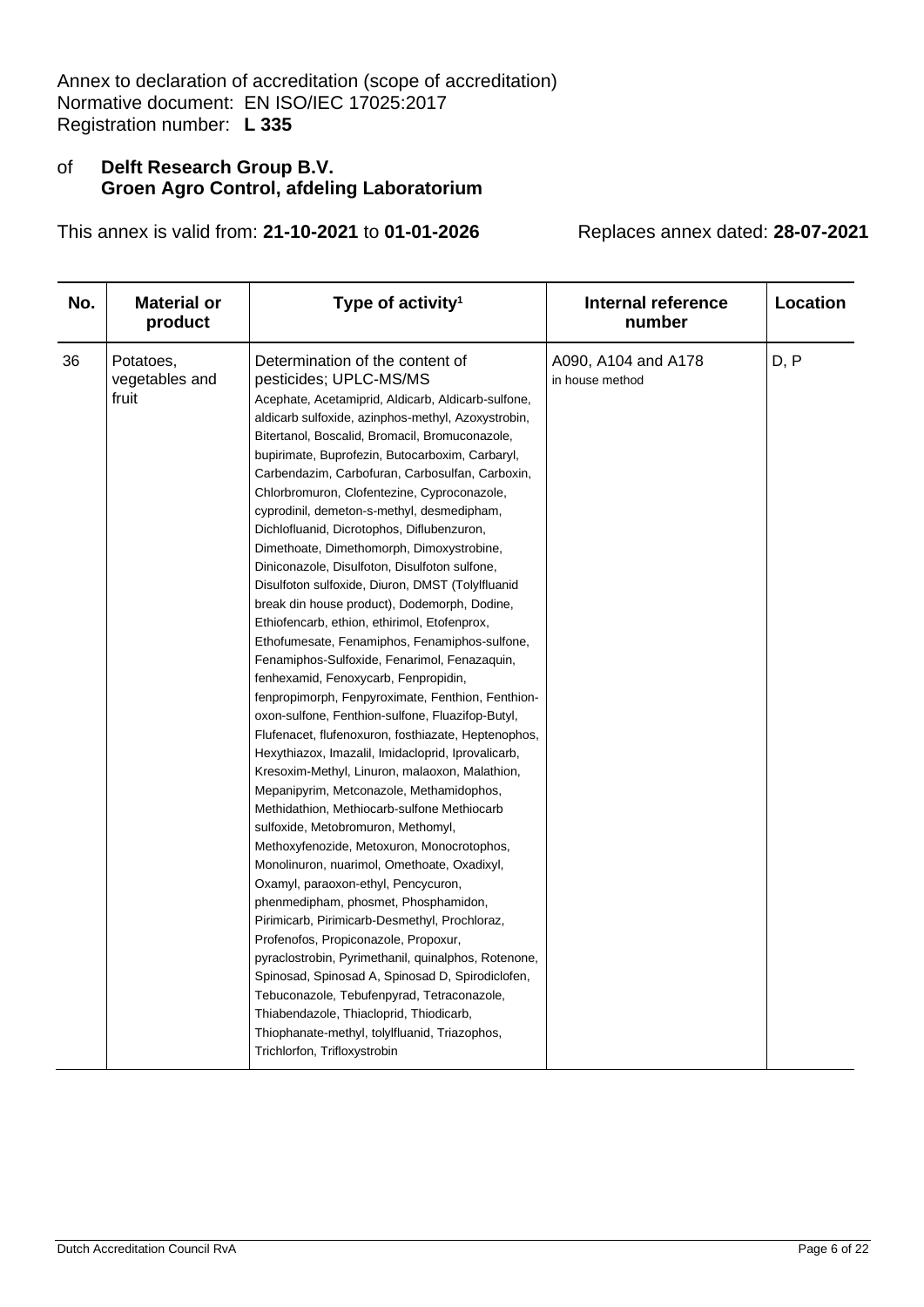Annex to declaration of accreditation (scope of accreditation)
Normative document: EN ISO/IEC 17025:2017
Registration number: **L 335**

of **Delft Research Group B.V.**
**Groen Agro Control, afdeling Laboratorium**

This annex is valid from: **21-10-2021** to **01-01-2026** Replaces annex dated: **28-07-2021**

| No. | Material or product | Type of activity[1] | Internal reference number | Location |
|---|---|---|---|---|
| 36 | Potatoes, vegetables and fruit | Determination of the content of pesticides; UPLC-MS/MS<br>Acephate, Acetamiprid, Aldicarb, Aldicarb-sulfone, aldicarb sulfoxide, azinphos-methyl, Azoxystrobin, Bitertanol, Boscalid, Bromacil, Bromuconazole, bupirimate, Buprofezin, Butocarboxim, Carbaryl, Carbendazim, Carbofuran, Carbosulfan, Carboxin, Chlorbromuron, Clofentezine, Cyproconazole, cyprodinil, demeton-s-methyl, desmedipham, Dichlofluanid, Dicrotophos, Diflubenzuron, Dimethoate, Dimethomorph, Dimoxystrobine, Diniconazole, Disulfoton, Disulfoton sulfone, Disulfoton sulfoxide, Diuron, DMST (Tolylfluanid break din house product), Dodemorph, Dodine, Ethiofencarb, ethion, ethirimol, Etofenprox, Ethofumesate, Fenamiphos, Fenamiphos-sulfone, Fenamiphos-Sulfoxide, Fenarimol, Fenazaquin, fenhexamid, Fenoxycarb, Fenpropidin, fenpropimorph, Fenpyroximate, Fenthion, Fenthion-oxon-sulfone, Fenthion-sulfone, Fluazifop-Butyl, Flufenacet, flufenoxuron, fosthiazate, Heptenophos, Hexythiazox, Imazalil, Imidacloprid, Iprovalicarb, Kresoxim-Methyl, Linuron, malaoxon, Malathion, Mepanipyrim, Metconazole, Methamidophos, Methidathion, Methiocarb-sulfone Methiocarb sulfoxide, Metobromuron, Methomyl, Methoxyfenozide, Metoxuron, Monocrotophos, Monolinuron, nuarimol, Omethoate, Oxadixyl, Oxamyl, paraoxon-ethyl, Pencycuron, phenmedipham, phosmet, Phosphamidon, Pirimicarb, Pirimicarb-Desmethyl, Prochloraz, Profenofos, Propiconazole, Propoxur, pyraclostrobin, Pyrimethanil, quinalphos, Rotenone, Spinosad, Spinosad A, Spinosad D, Spirodiclofen, Tebuconazole, Tebufenpyrad, Tetraconazole, Thiabendazole, Thiacloprid, Thiodicarb, Thiophanate-methyl, tolylfluanid, Triazophos, Trichlorfon, Trifloxystrobin | A090, A104 and A178<br>in house method | D, P |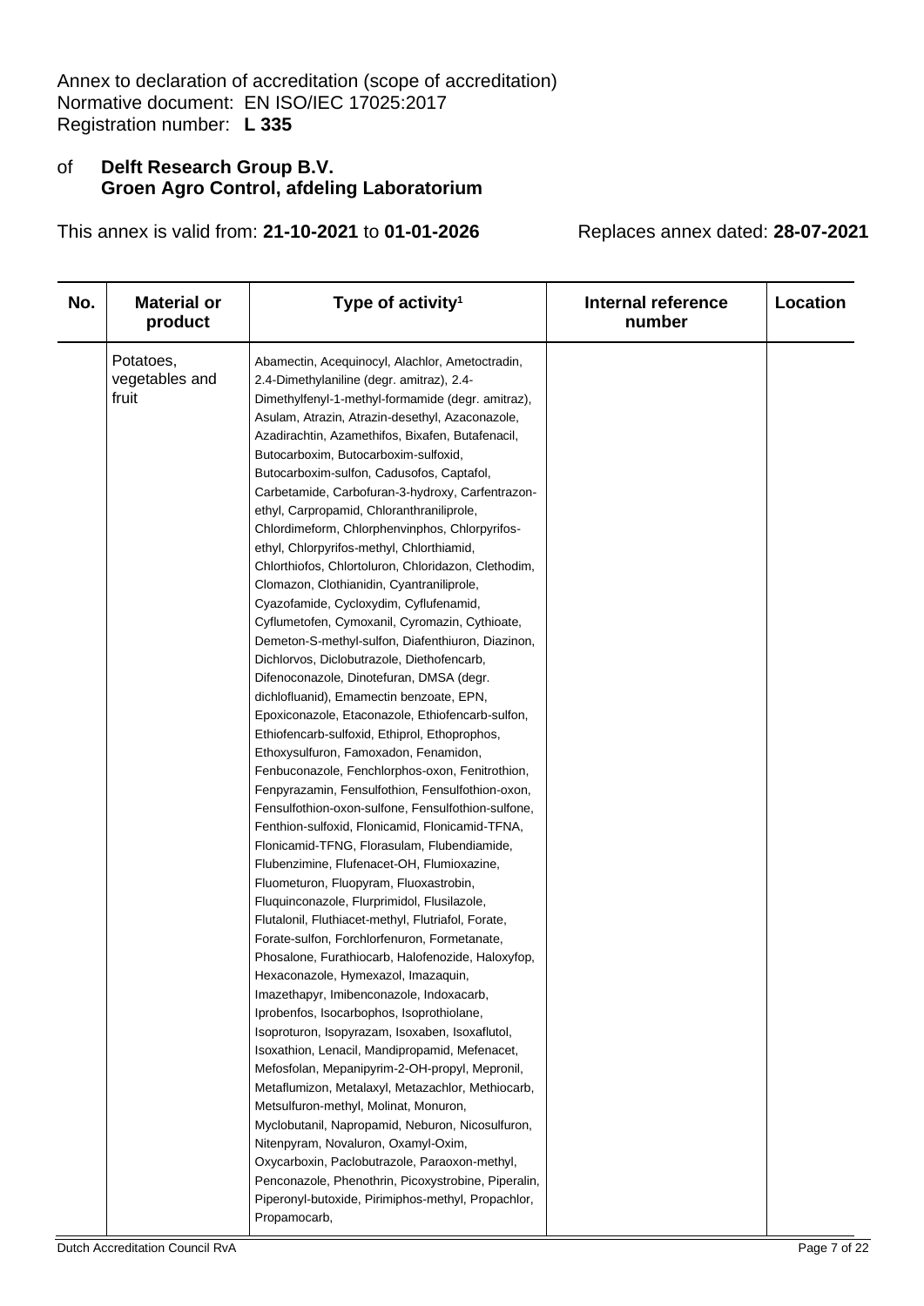Annex to declaration of accreditation (scope of accreditation)
Normative document: EN ISO/IEC 17025:2017
Registration number: **L 335**

of **Delft Research Group B.V.**
**Groen Agro Control, afdeling Laboratorium**

This annex is valid from: **21-10-2021** to **01-01-2026** Replaces annex dated: **28-07-2021**

| No. | Material or product | Type of activity[1] | Internal reference number | Location |
|---|---|---|---|---|
| | Potatoes, vegetables and fruit | Abamectin, Acequinocyl, Alachlor, Ametoctradin, 2.4-Dimethylaniline (degr. amitraz), 2.4-Dimethylfenyl-1-methyl-formamide (degr. amitraz), Asulam, Atrazin, Atrazin-desethyl, Azaconazole, Azadirachtin, Azamethifos, Bixafen, Butafenacil, Butocarboxim, Butocarboxim-sulfoxid, Butocarboxim-sulfon, Cadusofos, Captafol, Carbetamide, Carbofuran-3-hydroxy, Carfentrazon-ethyl, Carpropamid, Chloranthraniliprole, Chlordimeform, Chlorphenvinphos, Chlorpyrifos-ethyl, Chlorpyrifos-methyl, Chlorthiamid, Chlorthiofos, Chlortoluron, Chloridazon, Clethodim, Clomazon, Clothianidin, Cyantraniliprole, Cyazofamide, Cycloxydim, Cyflufenamid, Cyflumetofen, Cymoxanil, Cyromazin, Cythioate, Demeton-S-methyl-sulfon, Diafenthiuron, Diazinon, Dichlorvos, Diclobutrazole, Diethofencarb, Difenoconazole, Dinotefuran, DMSA (degr. dichlofluanid), Emamectin benzoate, EPN, Epoxiconazole, Etaconazole, Ethiofencarb-sulfon, Ethiofencarb-sulfoxid, Ethiprol, Ethoprophos, Ethoxysulfuron, Famoxadon, Fenamidon, Fenbuconazole, Fenchlorphos-oxon, Fenitrothion, Fenpyrazamin, Fensulfothion, Fensulfothion-oxon, Fensulfothion-oxon-sulfone, Fensulfothion-sulfone, Fenthion-sulfoxid, Flonicamid, Flonicamid-TFNA, Flonicamid-TFNG, Florasulam, Flubendiamide, Flubenzimine, Flufenacet-OH, Flumioxazine, Fluometuron, Fluopyram, Fluoxastrobin, Fluquinconazole, Flurprimidol, Flusilazole, Flutalonil, Fluthiacet-methyl, Flutriafol, Forate, Forate-sulfon, Forchlorfenuron, Formetanate, Phosalone, Furathiocarb, Halofenozide, Haloxyfop, Hexaconazole, Hymexazol, Imazaquin, Imazethapyr, Imibenconazole, Indoxacarb, Iprobenfos, Isocarbophos, Isoprothiolane, Isoproturon, Isopyrazam, Isoxaben, Isoxaflutol, Isoxathion, Lenacil, Mandipropamid, Mefenacet, Mefosfolan, Mepanipyrim-2-OH-propyl, Mepronil, Metaflumizon, Metalaxyl, Metazachlor, Methiocarb, Metsulfuron-methyl, Molinat, Monuron, Myclobutanil, Napropamid, Neburon, Nicosulfuron, Nitenpyram, Novaluron, Oxamyl-Oxim, Oxycarboxin, Paclobutrazole, Paraoxon-methyl, Penconazole, Phenothrin, Picoxystrobine, Piperalin, Piperonyl-butoxide, Pirimiphos-methyl, Propachlor, Propamocarb, | | |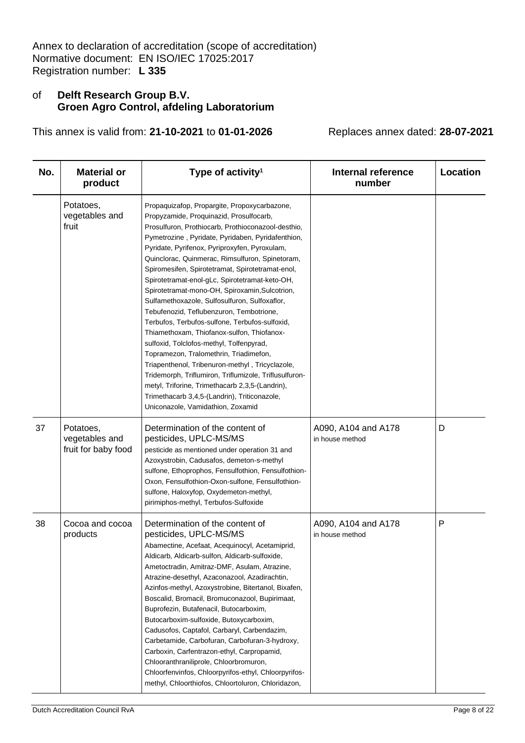Annex to declaration of accreditation (scope of accreditation)
Normative document: EN ISO/IEC 17025:2017
Registration number: **L 335**

of **Delft Research Group B.V.**
**Groen Agro Control, afdeling Laboratorium**

This annex is valid from: **21-10-2021** to **01-01-2026** Replaces annex dated: **28-07-2021**

| No. | Material or product | Type of activity[1] | Internal reference number | Location |
|---|---|---|---|---|
| | Potatoes, vegetables and fruit | Propaquizafop, Propargite, Propoxycarbazone, Propyzamide, Proquinazid, Prosulfocarb, Prosulfuron, Prothiocarb, Prothioconazool-desthio, Pymetrozine , Pyridate, Pyridaben, Pyridafenthion, Pyridate, Pyrifenox, Pyriproxyfen, Pyroxulam, Quinclorac, Quinmerac, Rimsulfuron, Spinetoram, Spiromesifen, Spirotetramat, Spirotetramat-enol, Spirotetramat-enol-gLc, Spirotetramat-keto-OH, Spirotetramat-mono-OH, Spiroxamin,Sulcotrion, Sulfamethoxazole, Sulfosulfuron, Sulfoxaflor, Tebufenozid, Teflubenzuron, Tembotrione, Terbufos, Terbufos-sulfone, Terbufos-sulfoxid, Thiamethoxam, Thiofanox-sulfon, Thiofanox-sulfoxid, Tolclofos-methyl, Tolfenpyrad, Topramezon, Tralomethrin, Triadimefon, Triapenthenol, Tribenuron-methyl , Tricyclazole, Tridemorph, Triflumiron, Triflumizole, Triflusulfuron-metyl, Triforine, Trimethacarb 2,3,5-(Landrin), Trimethacarb 3,4,5-(Landrin), Triticonazole, Uniconazole, Vamidathion, Zoxamid | | |
| 37 | Potatoes, vegetables and fruit for baby food | Determination of the content of pesticides, UPLC-MS/MS<br>pesticide as mentioned under operation 31 and Azoxystrobin, Cadusafos, demeton-s-methyl sulfone, Ethoprophos, Fensulfothion, Fensulfothion-Oxon, Fensulfothion-Oxon-sulfone, Fensulfothion-sulfone, Haloxyfop, Oxydemeton-methyl, pirimiphos-methyl, Terbufos-Sulfoxide | A090, A104 and A178<br>in house method | D |
| 38 | Cocoa and cocoa products | Determination of the content of pesticides, UPLC-MS/MS<br>Abamectine, Acefaat, Acequinocyl, Acetamiprid, Aldicarb, Aldicarb-sulfon, Aldicarb-sulfoxide, Ametoctradin, Amitraz-DMF, Asulam, Atrazine, Atrazine-desethyl, Azaconazool, Azadirachtin, Azinfos-methyl, Azoxystrobine, Bitertanol, Bixafen, Boscalid, Bromacil, Bromuconazool, Bupirimaat, Buprofezin, Butafenacil, Butocarboxim, Butocarboxim-sulfoxide, Butoxycarboxim, Cadusofos, Captafol, Carbaryl, Carbendazim, Carbetamide, Carbofuran, Carbofuran-3-hydroxy, Carboxin, Carfentrazon-ethyl, Carpropamid, Chlooranthraniliprole, Chloorbromuron, Chloorfenvinfos, Chloorpyrifos-ethyl, Chloorpyrifos-methyl, Chloorthiofos, Chloortoluron, Chloridazon, | A090, A104 and A178<br>in house method | P |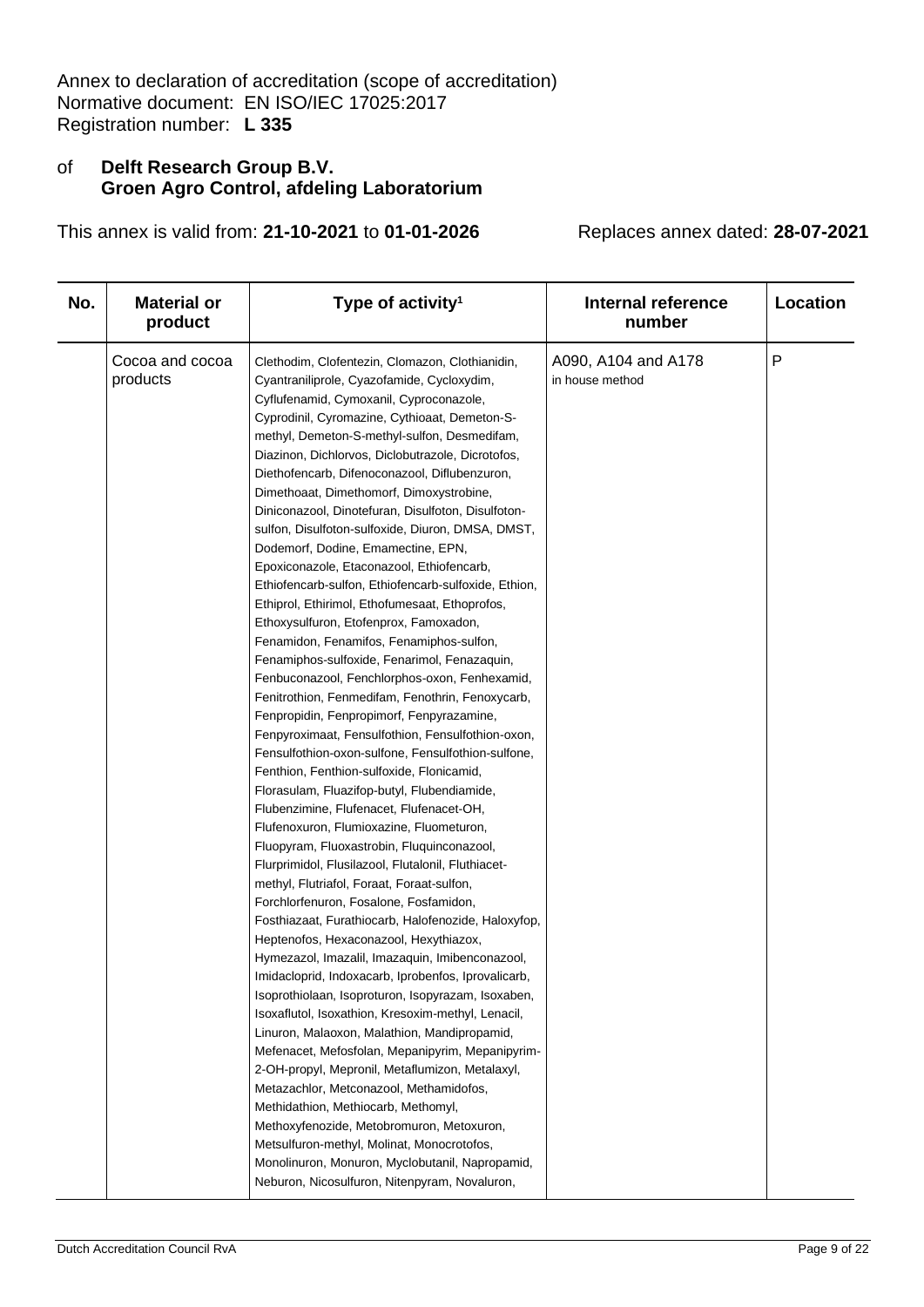Annex to declaration of accreditation (scope of accreditation)
Normative document: EN ISO/IEC 17025:2017
Registration number: **L 335**

of **Delft Research Group B.V.**
**Groen Agro Control, afdeling Laboratorium**

This annex is valid from: **21-10-2021** to **01-01-2026** Replaces annex dated: **28-07-2021**

| No. | Material or product | Type of activity[1] | Internal reference number | Location |
|---|---|---|---|---|
| | Cocoa and cocoa products | Clethodim, Clofentezin, Clomazon, Clothianidin, Cyantraniliprole, Cyazofamide, Cycloxydim, Cyflufenamid, Cymoxanil, Cyproconazole, Cyprodinil, Cyromazine, Cythioaat, Demeton-S-methyl, Demeton-S-methyl-sulfon, Desmedifam, Diazinon, Dichlorvos, Diclobutrazole, Dicrotofos, Diethofencarb, Difenoconazool, Diflubenzuron, Dimethoaat, Dimethomorf, Dimoxystrobine, Diniconazool, Dinotefuran, Disulfoton, Disulfoton-sulfon, Disulfoton-sulfoxide, Diuron, DMSA, DMST, Dodemorf, Dodine, Emamectine, EPN, Epoxiconazole, Etaconazool, Ethiofencarb, Ethiofencarb-sulfon, Ethiofencarb-sulfoxide, Ethion, Ethiprol, Ethirimol, Ethofumesaat, Ethoprofos, Ethoxysulfuron, Etofenprox, Famoxadon, Fenamidon, Fenamifos, Fenamiphos-sulfon, Fenamiphos-sulfoxide, Fenarimol, Fenazaquin, Fenbuconazool, Fenchlorphos-oxon, Fenhexamid, Fenitrothion, Fenmedifam, Fenothrin, Fenoxycarb, Fenpropidin, Fenpropimorf, Fenpyrazamine, Fenpyroximaat, Fensulfothion, Fensulfothion-oxon, Fensulfothion-oxon-sulfone, Fensulfothion-sulfone, Fenthion, Fenthion-sulfoxide, Flonicamid, Florasulam, Fluazifop-butyl, Flubendiamide, Flubenzimine, Flufenacet, Flufenacet-OH, Flufenoxuron, Flumioxazine, Fluometuron, Fluopyram, Fluoxastrobin, Fluquinconazool, Flurprimidol, Flusilazool, Flutalonil, Fluthiacet-methyl, Flutriafol, Foraat, Foraat-sulfon, Forchlorfenuron, Fosalone, Fosfamidon, Fosthiazaat, Furathiocarb, Halofenozide, Haloxyfop, Heptenofos, Hexaconazool, Hexythiazox, Hymezazol, Imazalil, Imazaquin, Imibenconazool, Imidacloprid, Indoxacarb, Iprobenfos, Iprovalicarb, Isoprothiolaan, Isoproturon, Isopyrazam, Isoxaben, Isoxaflutol, Isoxathion, Kresoxim-methyl, Lenacil, Linuron, Malaoxon, Malathion, Mandipropamid, Mefenacet, Mefosfolan, Mepanipyrim, Mepanipyrim-2-OH-propyl, Mepronil, Metaflumizon, Metalaxyl, Metazachlor, Metconazool, Methamidofos, Methidathion, Methiocarb, Methomyl, Methoxyfenozide, Metobromuron, Metoxuron, Metsulfuron-methyl, Molinat, Monocrotofos, Monolinuron, Monuron, Myclobutanil, Napropamid, Neburon, Nicosulfuron, Nitenpyram, Novaluron, | A090, A104 and A178 in house method | P |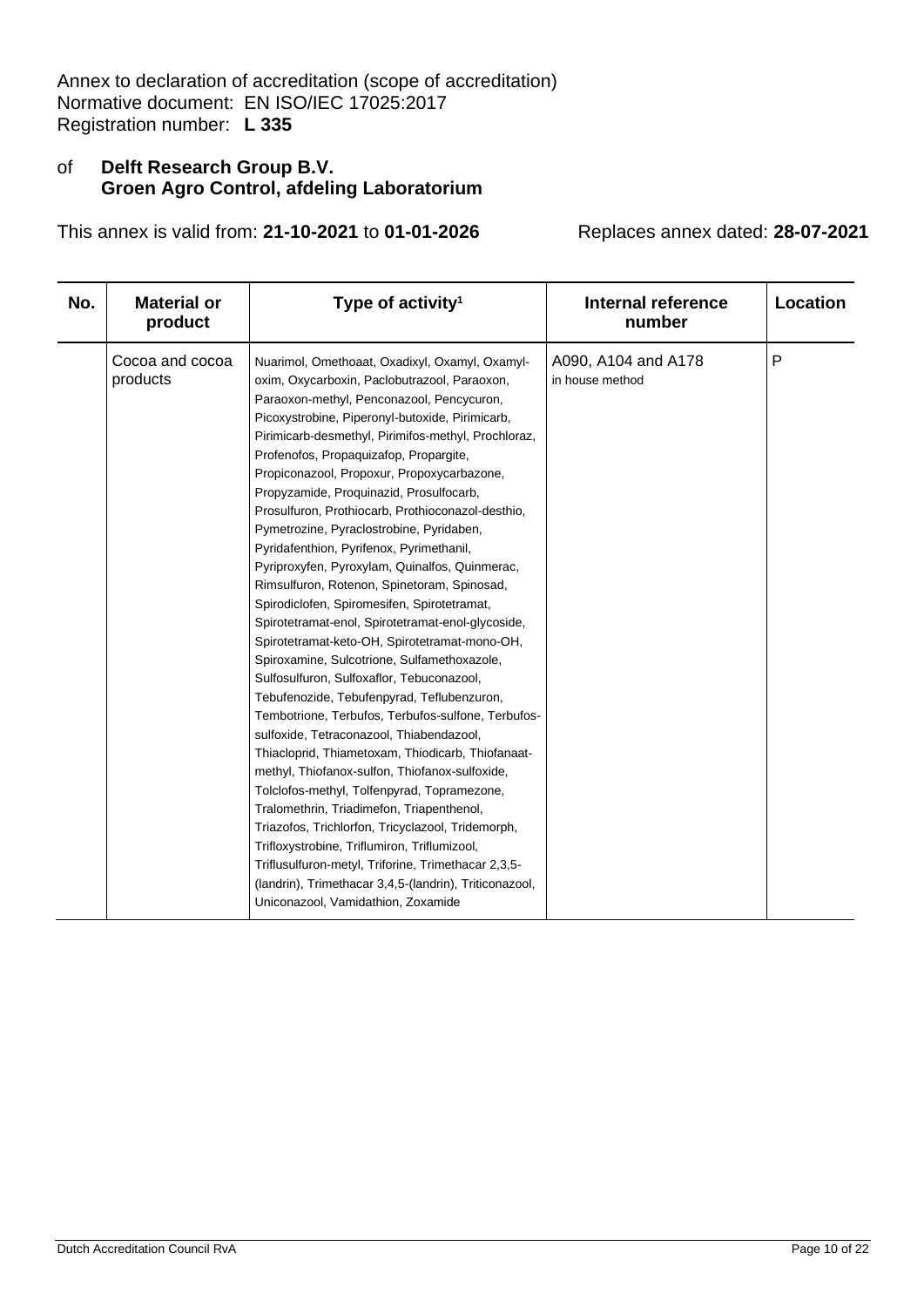Annex to declaration of accreditation (scope of accreditation)
Normative document: EN ISO/IEC 17025:2017
Registration number: **L 335**

of **Delft Research Group B.V.**
**Groen Agro Control, afdeling Laboratorium**

This annex is valid from: **21-10-2021** to **01-01-2026** Replaces annex dated: **28-07-2021**

| No. | Material or product | Type of activity[1] | Internal reference number | Location |
|---|---|---|---|---|
| | Cocoa and cocoa products | Nuarimol, Omethoaat, Oxadixyl, Oxamyl, Oxamyl-oxim, Oxycarboxin, Paclobutrazool, Paraoxon, Paraoxon-methyl, Penconazool, Pencycuron, Picoxystrobine, Piperonyl-butoxide, Pirimicarb, Pirimicarb-desmethyl, Pirimifos-methyl, Prochloraz, Profenofos, Propaquizafop, Propargite, Propiconazool, Propoxur, Propoxycarbazone, Propyzamide, Proquinazid, Prosulfocarb, Prosulfuron, Prothiocarb, Prothioconazol-desthio, Pymetrozine, Pyraclostrobine, Pyridaben, Pyridafenthion, Pyrifenox, Pyrimethanil, Pyriproxyfen, Pyroxylam, Quinalfos, Quinmerac, Rimsulfuron, Rotenon, Spinetoram, Spinosad, Spirodiclofen, Spiromesifen, Spirotetramat, Spirotetramat-enol, Spirotetramat-enol-glycoside, Spirotetramat-keto-OH, Spirotetramat-mono-OH, Spiroxamine, Sulcotrione, Sulfamethoxazole, Sulfosulfuron, Sulfoxaflor, Tebuconazool, Tebufenozide, Tebufenpyrad, Teflubenzuron, Tembotrione, Terbufos, Terbufos-sulfone, Terbufos-sulfoxide, Tetraconazool, Thiabendazool, Thiacloprid, Thiametoxam, Thiodicarb, Thiofanaat-methyl, Thiofanox-sulfon, Thiofanox-sulfoxide, Tolclofos-methyl, Tolfenpyrad, Topramezone, Tralomethrin, Triadimefon, Triapenthenol, Triazofos, Trichlorfon, Tricyclazool, Tridemorph, Trifloxystrobine, Triflumiron, Triflumizool, Triflusulfuron-metyl, Triforine, Trimethacar 2,3,5-(landrin), Trimethacar 3,4,5-(landrin), Triticonazool, Uniconazool, Vamidathion, Zoxamide | A090, A104 and A178 in house method | P |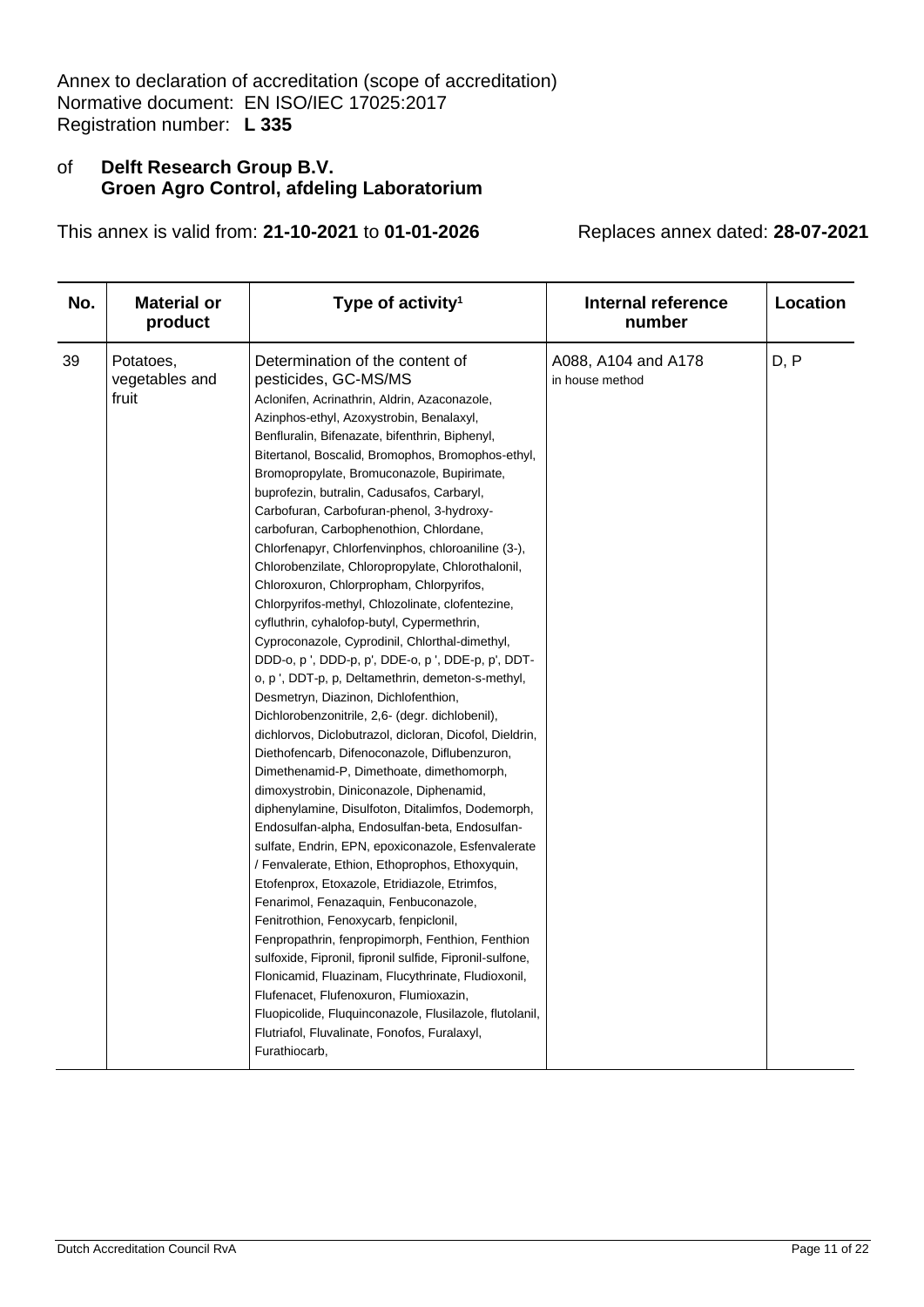Annex to declaration of accreditation (scope of accreditation)
Normative document: EN ISO/IEC 17025:2017
Registration number: **L 335**

of **Delft Research Group B.V.**
**Groen Agro Control, afdeling Laboratorium**

This annex is valid from: **21-10-2021** to **01-01-2026** Replaces annex dated: **28-07-2021**

| No. | Material or product | Type of activity[1] | Internal reference number | Location |
|---|---|---|---|---|
| 39 | Potatoes, vegetables and fruit | Determination of the content of pesticides, GC-MS/MS<br>Aclonifen, Acrinathrin, Aldrin, Azaconazole, Azinphos-ethyl, Azoxystrobin, Benalaxyl, Benfluralin, Bifenazate, bifenthrin, Biphenyl, Bitertanol, Boscalid, Bromophos, Bromophos-ethyl, Bromopropylate, Bromuconazole, Bupirimate, buprofezin, butralin, Cadusafos, Carbaryl, Carbofuran, Carbofuran-phenol, 3-hydroxy-carbofuran, Carbophenothion, Chlordane, Chlorfenapyr, Chlorfenvinphos, chloroaniline (3-), Chlorobenzilate, Chloropropylate, Chlorothalonil, Chloroxuron, Chlorpropham, Chlorpyrifos, Chlorpyrifos-methyl, Chlozolinate, clofentezine, cyfluthrin, cyhalofop-butyl, Cypermethrin, Cyproconazole, Cyprodinil, Chlorthal-dimethyl, DDD-o, p ', DDD-p, p', DDE-o, p ', DDE-p, p', DDT-o, p ', DDT-p, p, Deltamethrin, demeton-s-methyl, Desmetryn, Diazinon, Dichlofenthion, Dichlorobenzonitrile, 2,6- (degr. dichlobenil), dichlorvos, Diclobutrazol, dicloran, Dicofol, Dieldrin, Diethofencarb, Difenoconazole, Diflubenzuron, Dimethenamid-P, Dimethoate, dimethomorph, dimoxystrobin, Diniconazole, Diphenamid, diphenylamine, Disulfoton, Ditalimfos, Dodemorph, Endosulfan-alpha, Endosulfan-beta, Endosulfan-sulfate, Endrin, EPN, epoxiconazole, Esfenvalerate / Fenvalerate, Ethion, Ethoprophos, Ethoxyquin, Etofenprox, Etoxazole, Etridiazole, Etrimfos, Fenarimol, Fenazaquin, Fenbuconazole, Fenitrothion, Fenoxycarb, fenpiclonil, Fenpropathrin, fenpropimorph, Fenthion, Fenthion sulfoxide, Fipronil, fipronil sulfide, Fipronil-sulfone, Flonicamid, Fluazinam, Flucythrinate, Fludioxonil, Flufenacet, Flufenoxuron, Flumioxazin, Fluopicolide, Fluquinconazole, Flusilazole, flutolanil, Flutriafol, Fluvalinate, Fonofos, Furalaxyl, Furathiocarb, | A088, A104 and A178<br>in house method | D, P |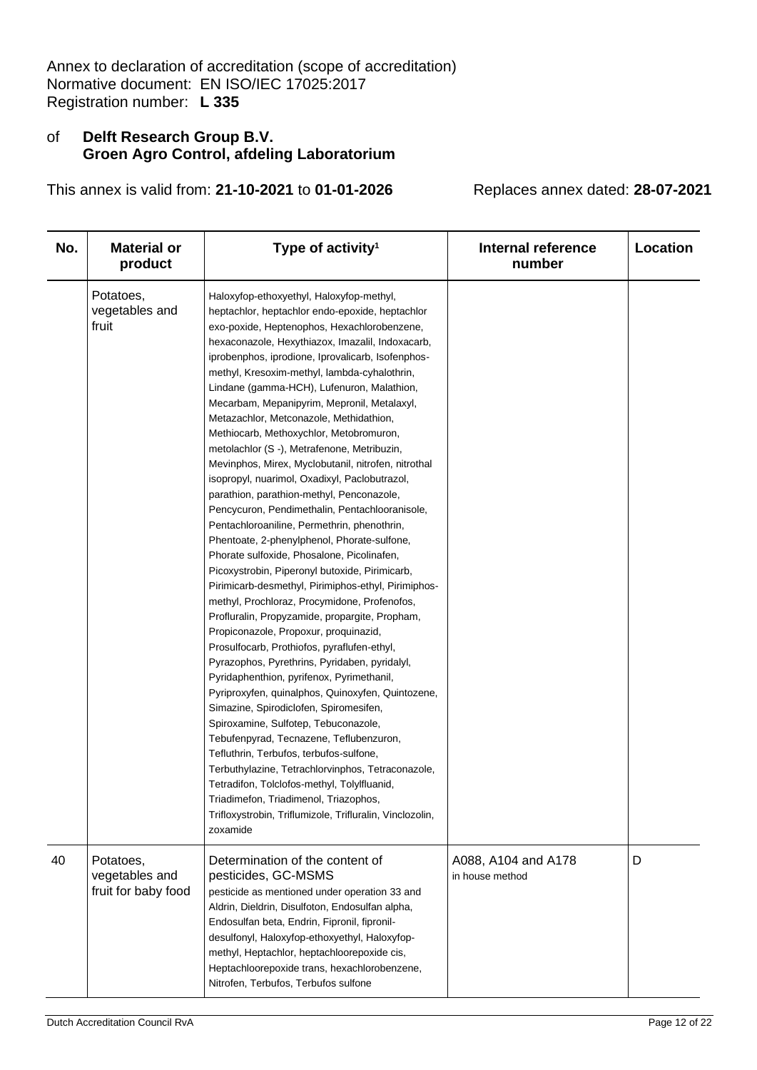Annex to declaration of accreditation (scope of accreditation)
Normative document: EN ISO/IEC 17025:2017
Registration number: **L 335**

of **Delft Research Group B.V.**
**Groen Agro Control, afdeling Laboratorium**

This annex is valid from: **21-10-2021** to **01-01-2026** Replaces annex dated: **28-07-2021**

| No. | Material or product | Type of activity[1] | Internal reference number | Location |
|---|---|---|---|---|
| | Potatoes, vegetables and fruit | Haloxyfop-ethoxyethyl, Haloxyfop-methyl, heptachlor, heptachlor endo-epoxide, heptachlor exo-poxide, Heptenophos, Hexachlorobenzene, hexaconazole, Hexythiazox, Imazalil, Indoxacarb, iprobenphos, iprodione, Iprovalicarb, Isofenphos-methyl, Kresoxim-methyl, lambda-cyhalothrin, Lindane (gamma-HCH), Lufenuron, Malathion, Mecarbam, Mepanipyrim, Mepronil, Metalaxyl, Metazachlor, Metconazole, Methidathion, Methiocarb, Methoxychlor, Metobromuron, metolachlor (S -), Metrafenone, Metribuzin, Mevinphos, Mirex, Myclobutanil, nitrofen, nitrothal isopropyl, nuarimol, Oxadixyl, Paclobutrazol, parathion, parathion-methyl, Penconazole, Pencycuron, Pendimethalin, Pentachlooranisole, Pentachloroaniline, Permethrin, phenothrin, Phentoate, 2-phenylphenol, Phorate-sulfone, Phorate sulfoxide, Phosalone, Picolinafen, Picoxystrobin, Piperonyl butoxide, Pirimicarb, Pirimicarb-desmethyl, Pirimiphos-ethyl, Pirimiphos-methyl, Prochloraz, Procymidone, Profenofos, Profluralin, Propyzamide, propargite, Propham, Propiconazole, Propoxur, proquinazid, Prosulfocarb, Prothiofos, pyraflufen-ethyl, Pyrazophos, Pyrethrins, Pyridaben, pyridalyl, Pyridaphenthion, pyrifenox, Pyrimethanil, Pyriproxyfen, quinalphos, Quinoxyfen, Quintozene, Simazine, Spirodiclofen, Spiromesifen, Spiroxamine, Sulfotep, Tebuconazole, Tebufenpyrad, Tecnazene, Teflubenzuron, Tefluthrin, Terbufos, terbufos-sulfone, Terbuthylazine, Tetrachlorvinphos, Tetraconazole, Tetradifon, Tolclofos-methyl, Tolylfluanid, Triadimefon, Triadimenol, Triazophos, Trifloxystrobin, Triflumizole, Trifluralin, Vinclozolin, zoxamide | | |
| 40 | Potatoes, vegetables and fruit for baby food | Determination of the content of pesticides, GC-MSMS<br>pesticide as mentioned under operation 33 and Aldrin, Dieldrin, Disulfoton, Endosulfan alpha, Endosulfan beta, Endrin, Fipronil, fipronil-desulfonyl, Haloxyfop-ethoxyethyl, Haloxyfop-methyl, Heptachlor, heptachloorepoxide cis, Heptachloorepoxide trans, hexachlorobenzene, Nitrofen, Terbufos, Terbufos sulfone | A088, A104 and A178<br>in house method | D |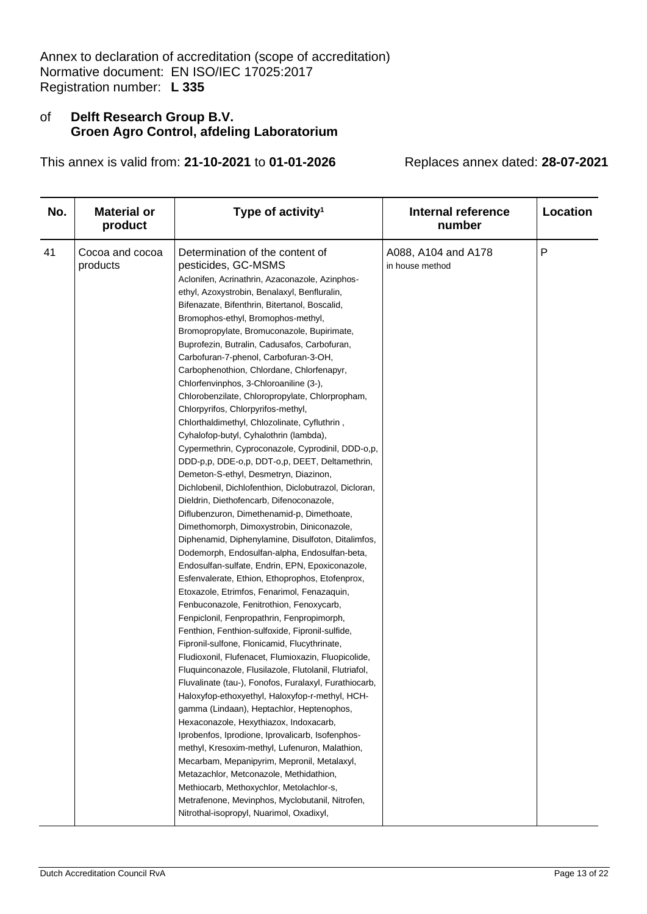Annex to declaration of accreditation (scope of accreditation)
Normative document: EN ISO/IEC 17025:2017
Registration number: **L 335**

of **Delft Research Group B.V.**
**Groen Agro Control, afdeling Laboratorium**

This annex is valid from: **21-10-2021** to **01-01-2026** Replaces annex dated: **28-07-2021**

| No. | Material or product | Type of activity[1] | Internal reference number | Location |
|---|---|---|---|---|
| 41 | Cocoa and cocoa products | Determination of the content of pesticides, GC-MSMS<br>Aclonifen, Acrinathrin, Azaconazole, Azinphos-ethyl, Azoxystrobin, Benalaxyl, Benfluralin, Bifenazate, Bifenthrin, Bitertanol, Boscalid, Bromophos-ethyl, Bromophos-methyl, Bromopropylate, Bromuconazole, Bupirimate, Buprofezin, Butralin, Cadusafos, Carbofuran, Carbofuran-7-phenol, Carbofuran-3-OH, Carbophenothion, Chlordane, Chlorfenapyr, Chlorfenvinphos, 3-Chloroaniline (3-), Chlorobenzilate, Chloropropylate, Chlorpropham, Chlorpyrifos, Chlorpyrifos-methyl, Chlorthaldimethyl, Chlozolinate, Cyfluthrin , Cyhalofop-butyl, Cyhalothrin (lambda), Cypermethrin, Cyproconazole, Cyprodinil, DDD-o,p, DDD-p,p, DDE-o,p, DDT-o,p, DEET, Deltamethrin, Demeton-S-ethyl, Desmetryn, Diazinon, Dichlobenil, Dichlofenthion, Diclobutrazol, Dicloran, Dieldrin, Diethofencarb, Difenoconazole, Diflubenzuron, Dimethenamid-p, Dimethoate, Dimethomorph, Dimoxystrobin, Diniconazole, Diphenamid, Diphenylamine, Disulfoton, Ditalimfos, Dodemorph, Endosulfan-alpha, Endosulfan-beta, Endosulfan-sulfate, Endrin, EPN, Epoxiconazole, Esfenvalerate, Ethion, Ethoprophos, Etofenprox, Etoxazole, Etrimfos, Fenarimol, Fenazaquin, Fenbuconazole, Fenitrothion, Fenoxycarb, Fenpiclonil, Fenpropathrin, Fenpropimorph, Fenthion, Fenthion-sulfoxide, Fipronil-sulfide, Fipronil-sulfone, Flonicamid, Flucythrinate, Fludioxonil, Flufenacet, Flumioxazin, Fluopicolide, Fluquinconazole, Flusilazole, Flutolanil, Flutriafol, Fluvalinate (tau-), Fonofos, Furalaxyl, Furathiocarb, Haloxyfop-ethoxyethyl, Haloxyfop-r-methyl, HCH-gamma (Lindaan), Heptachlor, Heptenophos, Hexaconazole, Hexythiazox, Indoxacarb, Iprobenfos, Iprodione, Iprovalicarb, Isofenphos-methyl, Kresoxim-methyl, Lufenuron, Malathion, Mecarbam, Mepanipyrim, Mepronil, Metalaxyl, Metazachlor, Metconazole, Methidathion, Methiocarb, Methoxychlor, Metolachlor-s, Metrafenone, Mevinphos, Myclobutanil, Nitrofen, Nitrothal-isopropyl, Nuarimol, Oxadixyl, | A088, A104 and A178<br>in house method | P |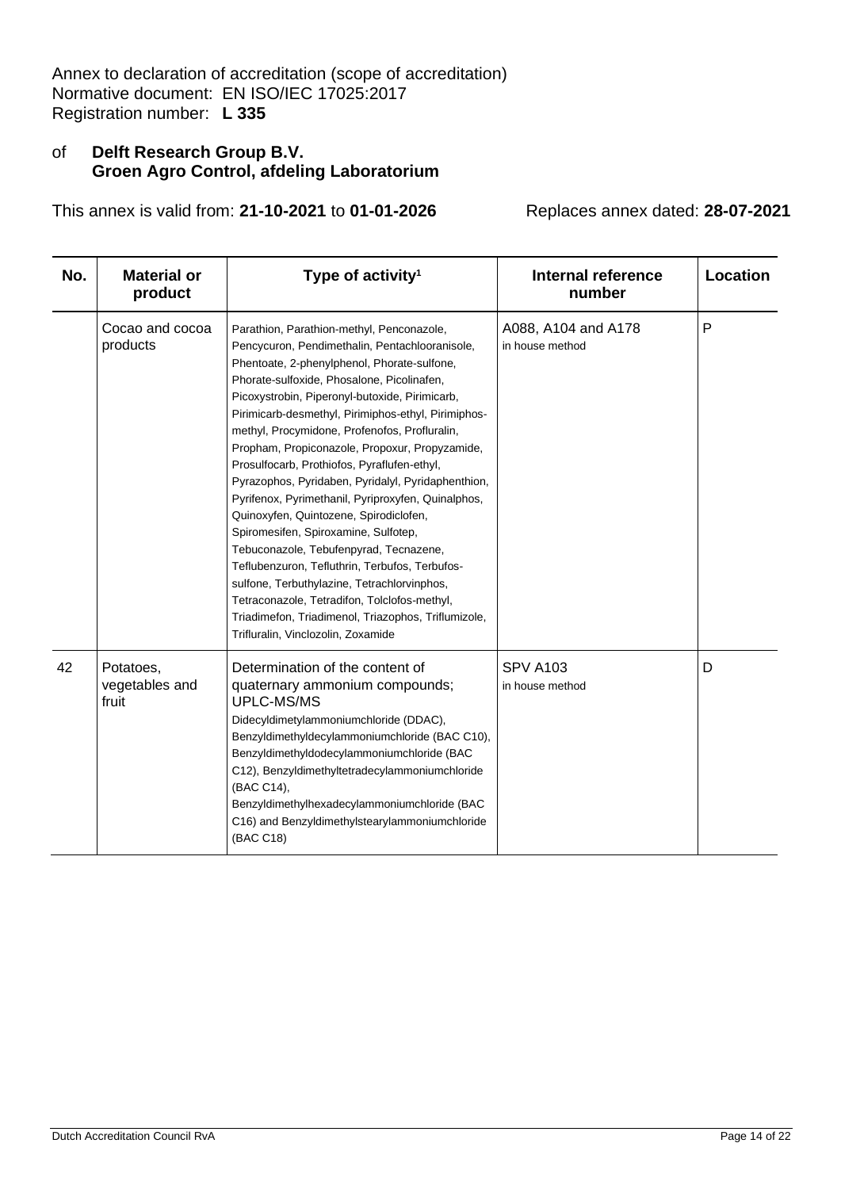Annex to declaration of accreditation (scope of accreditation)
Normative document: EN ISO/IEC 17025:2017
Registration number: **L 335**

of **Delft Research Group B.V.**
**Groen Agro Control, afdeling Laboratorium**

This annex is valid from: **21-10-2021** to **01-01-2026** Replaces annex dated: **28-07-2021**

| No. | Material or product | Type of activity[1] | Internal reference number | Location |
|---|---|---|---|---|
| | Cocao and cocoa products | Parathion, Parathion-methyl, Penconazole, Pencycuron, Pendimethalin, Pentachlooranisole, Phentoate, 2-phenylphenol, Phorate-sulfone, Phorate-sulfoxide, Phosalone, Picolinafen, Picoxystrobin, Piperonyl-butoxide, Pirimicarb, Pirimicarb-desmethyl, Pirimiphos-ethyl, Pirimiphos-methyl, Procymidone, Profenofos, Profluralin, Propham, Propiconazole, Propoxur, Propyzamide, Prosulfocarb, Prothiofos, Pyraflufen-ethyl, Pyrazophos, Pyridaben, Pyridalyl, Pyridaphenthion, Pyrifenox, Pyrimethanil, Pyriproxyfen, Quinalphos, Quinoxyfen, Quintozene, Spirodiclofen, Spiromesifen, Spiroxamine, Sulfotep, Tebuconazole, Tebufenpyrad, Tecnazene, Teflubenzuron, Tefluthrin, Terbufos, Terbufos-sulfone, Terbuthylazine, Tetrachlorvinphos, Tetraconazole, Tetradifon, Tolclofos-methyl, Triadimefon, Triadimenol, Triazophos, Triflumizole, Trifluralin, Vinclozolin, Zoxamide | A088, A104 and A178 in house method | P |
| 42 | Potatoes, vegetables and fruit | Determination of the content of quaternary ammonium compounds; UPLC-MS/MS Didecyldimetylammoniumchloride (DDAC), Benzyldimethyldecylammoniumchloride (BAC C10), Benzyldimethyldodecylammoniumchloride (BAC C12), Benzyldimethyltetradecylammoniumchloride (BAC C14), Benzyldimethylhexadecylammoniumchloride (BAC C16) and Benzyldimethylstearylammoniumchloride (BAC C18) | SPV A103 in house method | D |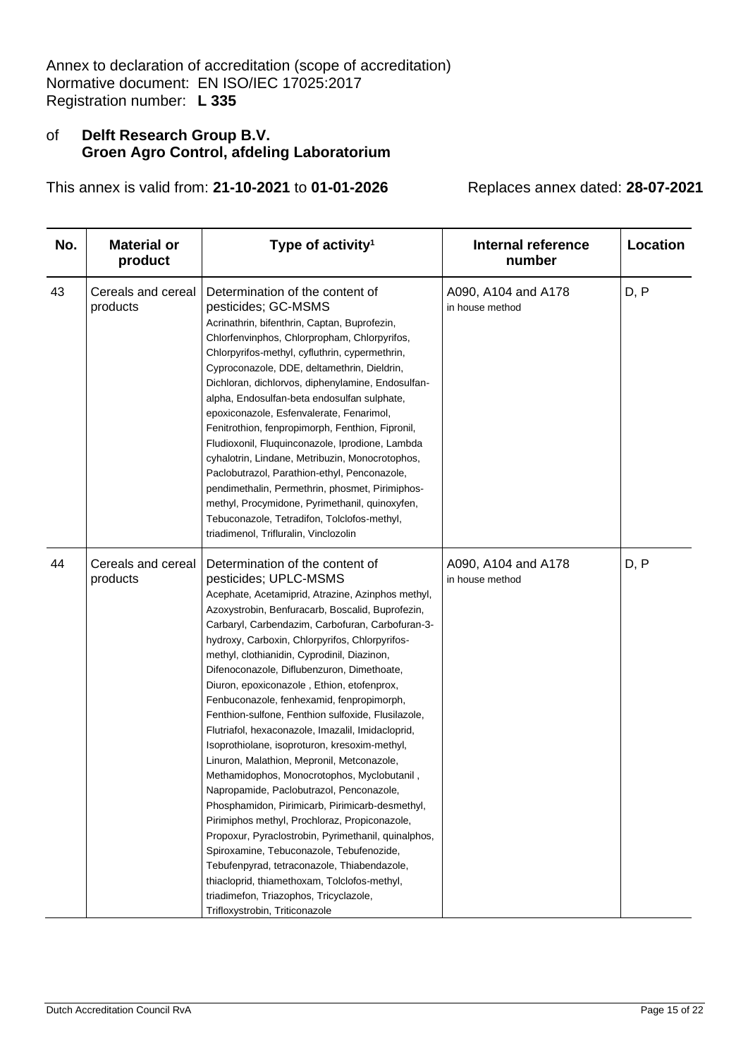Annex to declaration of accreditation (scope of accreditation)
Normative document: EN ISO/IEC 17025:2017
Registration number: **L 335**

of **Delft Research Group B.V.**
**Groen Agro Control, afdeling Laboratorium**

This annex is valid from: **21-10-2021** to **01-01-2026** Replaces annex dated: **28-07-2021**

| No. | Material or product | Type of activity[1] | Internal reference number | Location |
|---|---|---|---|---|
| 43 | Cereals and cereal products | Determination of the content of pesticides; GC-MSMS<br>Acrinathrin, bifenthrin, Captan, Buprofezin, Chlorfenvinphos, Chlorpropham, Chlorpyrifos, Chlorpyrifos-methyl, cyfluthrin, cypermethrin, Cyproconazole, DDE, deltamethrin, Dieldrin, Dichloran, dichlorvos, diphenylamine, Endosulfan-alpha, Endosulfan-beta endosulfan sulphate, epoxiconazole, Esfenvalerate, Fenarimol, Fenitrothion, fenpropimorph, Fenthion, Fipronil, Fludioxonil, Fluquinconazole, Iprodione, Lambda cyhalotrin, Lindane, Metribuzin, Monocrotophos, Paclobutrazol, Parathion-ethyl, Penconazole, pendimethalin, Permethrin, phosmet, Pirimiphos-methyl, Procymidone, Pyrimethanil, quinoxyfen, Tebuconazole, Tetradifon, Tolclofos-methyl, triadimenol, Trifluralin, Vinclozolin | A090, A104 and A178<br>in house method | D, P |
| 44 | Cereals and cereal products | Determination of the content of pesticides; UPLC-MSMS<br>Acephate, Acetamiprid, Atrazine, Azinphos methyl, Azoxystrobin, Benfuracarb, Boscalid, Buprofezin, Carbaryl, Carbendazim, Carbofuran, Carbofuran-3-hydroxy, Carboxin, Chlorpyrifos, Chlorpyrifos-methyl, clothianidin, Cyprodinil, Diazinon, Difenoconazole, Diflubenzuron, Dimethoate, Diuron, epoxiconazole , Ethion, etofenprox, Fenbuconazole, fenhexamid, fenpropimorph, Fenthion-sulfone, Fenthion sulfoxide, Flusilazole, Flutriafol, hexaconazole, Imazalil, Imidacloprid, Isoprothiolane, isoproturon, kresoxim-methyl, Linuron, Malathion, Mepronil, Metconazole, Methamidophos, Monocrotophos, Myclobutanil , Napropamide, Paclobutrazol, Penconazole, Phosphamidon, Pirimicarb, Pirimicarb-desmethyl, Pirimiphos methyl, Prochloraz, Propiconazole, Propoxur, Pyraclostrobin, Pyrimethanil, quinalphos, Spiroxamine, Tebuconazole, Tebufenozide, Tebufenpyrad, tetraconazole, Thiabendazole, thiacloprid, thiamethoxam, Tolclofos-methyl, triadimefon, Triazophos, Tricyclazole, Trifloxystrobin, Triticonazole | A090, A104 and A178<br>in house method | D, P |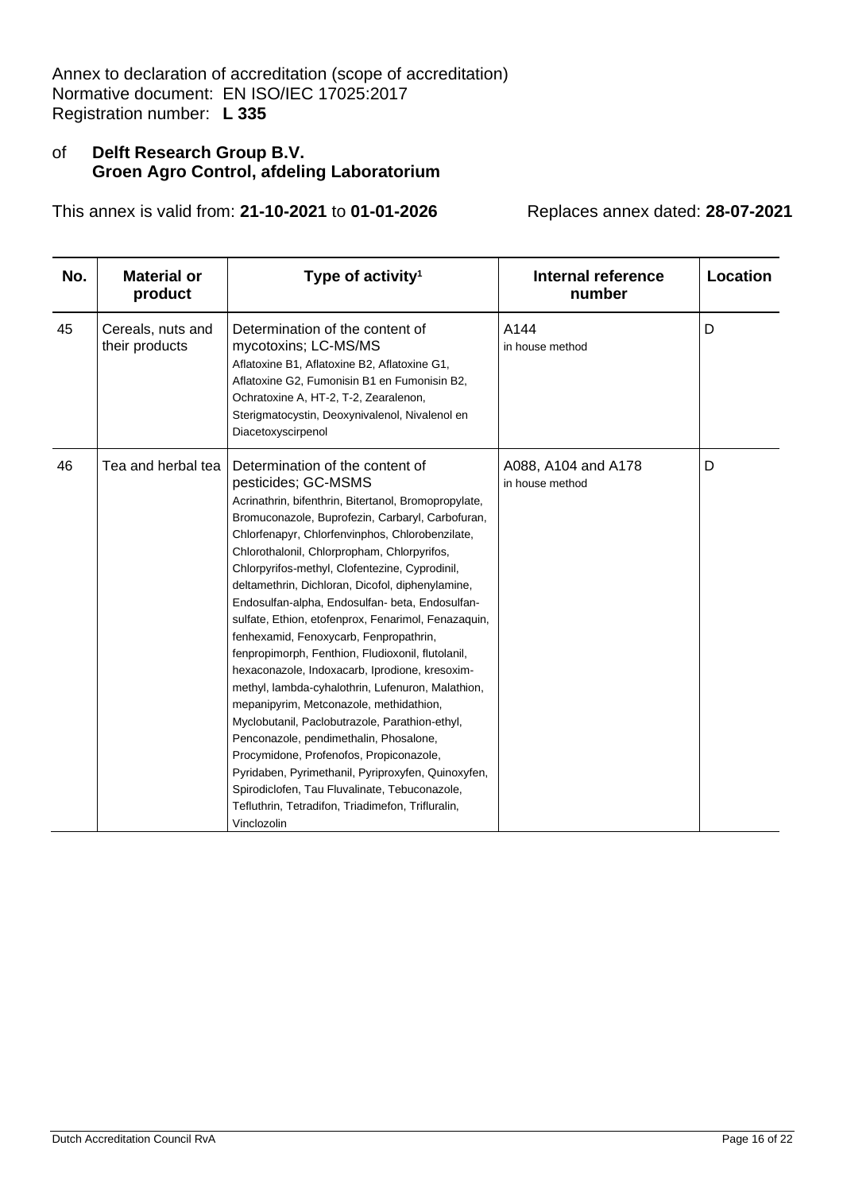Annex to declaration of accreditation (scope of accreditation)
Normative document: EN ISO/IEC 17025:2017
Registration number: **L 335**

of **Delft Research Group B.V.**
**Groen Agro Control, afdeling Laboratorium**

This annex is valid from: **21-10-2021** to **01-01-2026** Replaces annex dated: **28-07-2021**

| No. | Material or product | Type of activity[1] | Internal reference number | Location |
|---|---|---|---|---|
| 45 | Cereals, nuts and their products | Determination of the content of mycotoxins; LC-MS/MS<br>Aflatoxine B1, Aflatoxine B2, Aflatoxine G1, Aflatoxine G2, Fumonisin B1 en Fumonisin B2, Ochratoxine A, HT-2, T-2, Zearalenon, Sterigmatocystin, Deoxynivalenol, Nivalenol en Diacetoxyscirpenol | A144<br>in house method | D |
| 46 | Tea and herbal tea | Determination of the content of pesticides; GC-MSMS<br>Acrinathrin, bifenthrin, Bitertanol, Bromopropylate, Bromuconazole, Buprofezin, Carbaryl, Carbofuran, Chlorfenapyr, Chlorfenvinphos, Chlorobenzilate, Chlorothalonil, Chlorpropham, Chlorpyrifos, Chlorpyrifos-methyl, Clofentezine, Cyprodinil, deltamethrin, Dichloran, Dicofol, diphenylamine, Endosulfan-alpha, Endosulfan- beta, Endosulfan-sulfate, Ethion, etofenprox, Fenarimol, Fenazaquin, fenhexamid, Fenoxycarb, Fenpropathrin, fenpropimorph, Fenthion, Fludioxonil, flutolanil, hexaconazole, Indoxacarb, Iprodione, kresoxim-methyl, lambda-cyhalothrin, Lufenuron, Malathion, mepanipyrim, Metconazole, methidathion, Myclobutanil, Paclobutrazole, Parathion-ethyl, Penconazole, pendimethalin, Phosalone, Procymidone, Profenofos, Propiconazole, Pyridaben, Pyrimethanil, Pyriproxyfen, Quinoxyfen, Spirodiclofen, Tau Fluvalinate, Tebuconazole, Tefluthrin, Tetradifon, Triadimefon, Trifluralin, Vinclozolin | A088, A104 and A178<br>in house method | D |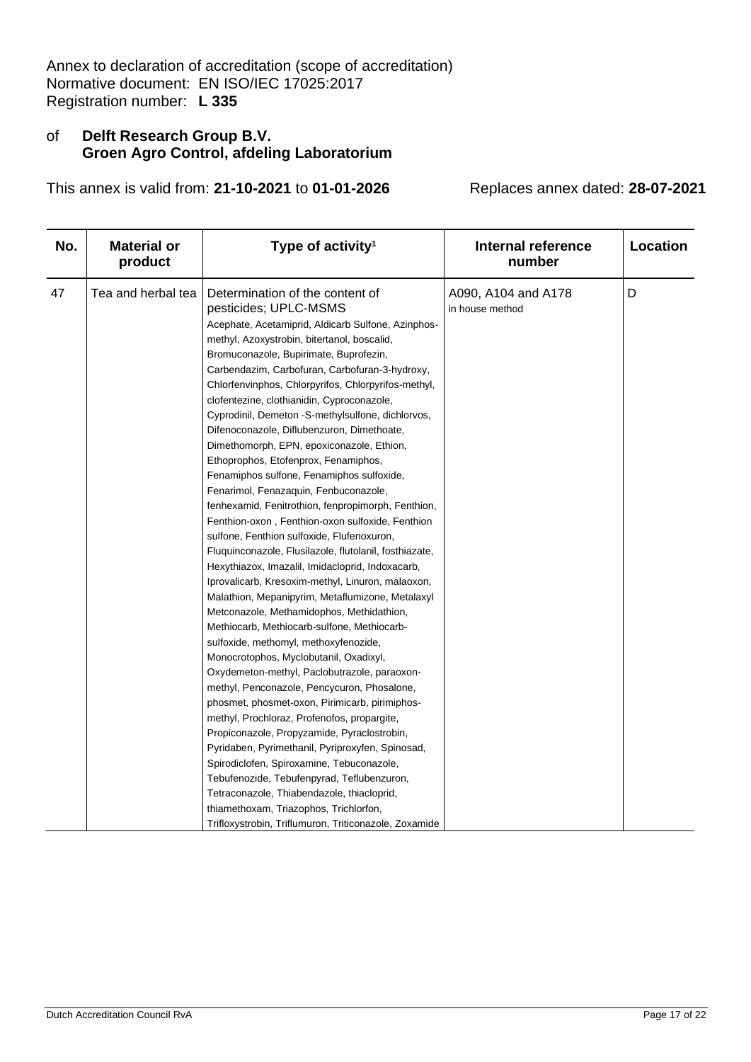Annex to declaration of accreditation (scope of accreditation)
Normative document: EN ISO/IEC 17025:2017
Registration number: **L 335**

of **Delft Research Group B.V.**
**Groen Agro Control, afdeling Laboratorium**

This annex is valid from: **21-10-2021** to **01-01-2026** Replaces annex dated: **28-07-2021**

| No. | Material or product | Type of activity[1] | Internal reference number | Location |
|---|---|---|---|---|
| 47 | Tea and herbal tea | Determination of the content of pesticides; UPLC-MSMS<br>Acephate, Acetamiprid, Aldicarb Sulfone, Azinphos-methyl, Azoxystrobin, bitertanol, boscalid, Bromuconazole, Bupirimate, Buprofezin, Carbendazim, Carbofuran, Carbofuran-3-hydroxy, Chlorfenvinphos, Chlorpyrifos, Chlorpyrifos-methyl, clofentezine, clothianidin, Cyproconazole, Cyprodinil, Demeton -S-methylsulfone, dichlorvos, Difenoconazole, Diflubenzuron, Dimethoate, Dimethomorph, EPN, epoxiconazole, Ethion, Ethoprophos, Etofenprox, Fenamiphos, Fenamiphos sulfone, Fenamiphos sulfoxide, Fenarimol, Fenazaquin, Fenbuconazole, fenhexamid, Fenitrothion, fenpropimorph, Fenthion, Fenthion-oxon , Fenthion-oxon sulfoxide, Fenthion sulfone, Fenthion sulfoxide, Flufenoxuron, Fluquinconazole, Flusilazole, flutolanil, fosthiazate, Hexythiazox, Imazalil, Imidacloprid, Indoxacarb, Iprovalicarb, Kresoxim-methyl, Linuron, malaoxon, Malathion, Mepanipyrim, Metaflumizone, Metalaxyl Metconazole, Methamidophos, Methidathion, Methiocarb, Methiocarb-sulfone, Methiocarb-sulfoxide, methomyl, methoxyfenozide, Monocrotophos, Myclobutanil, Oxadixyl, Oxydemeton-methyl, Paclobutrazole, paraoxon-methyl, Penconazole, Pencycuron, Phosalone, phosmet, phosmet-oxon, Pirimicarb, pirimiphos-methyl, Prochloraz, Profenofos, propargite, Propiconazole, Propyzamide, Pyraclostrobin, Pyridaben, Pyrimethanil, Pyriproxyfen, Spinosad, Spirodiclofen, Spiroxamine, Tebuconazole, Tebufenozide, Tebufenpyrad, Teflubenzuron, Tetraconazole, Thiabendazole, thiacloprid, thiamethoxam, Triazophos, Trichlorfon, Trifloxystrobin, Triflumuron, Triticonazole, Zoxamide | A090, A104 and A178<br>in house method | D |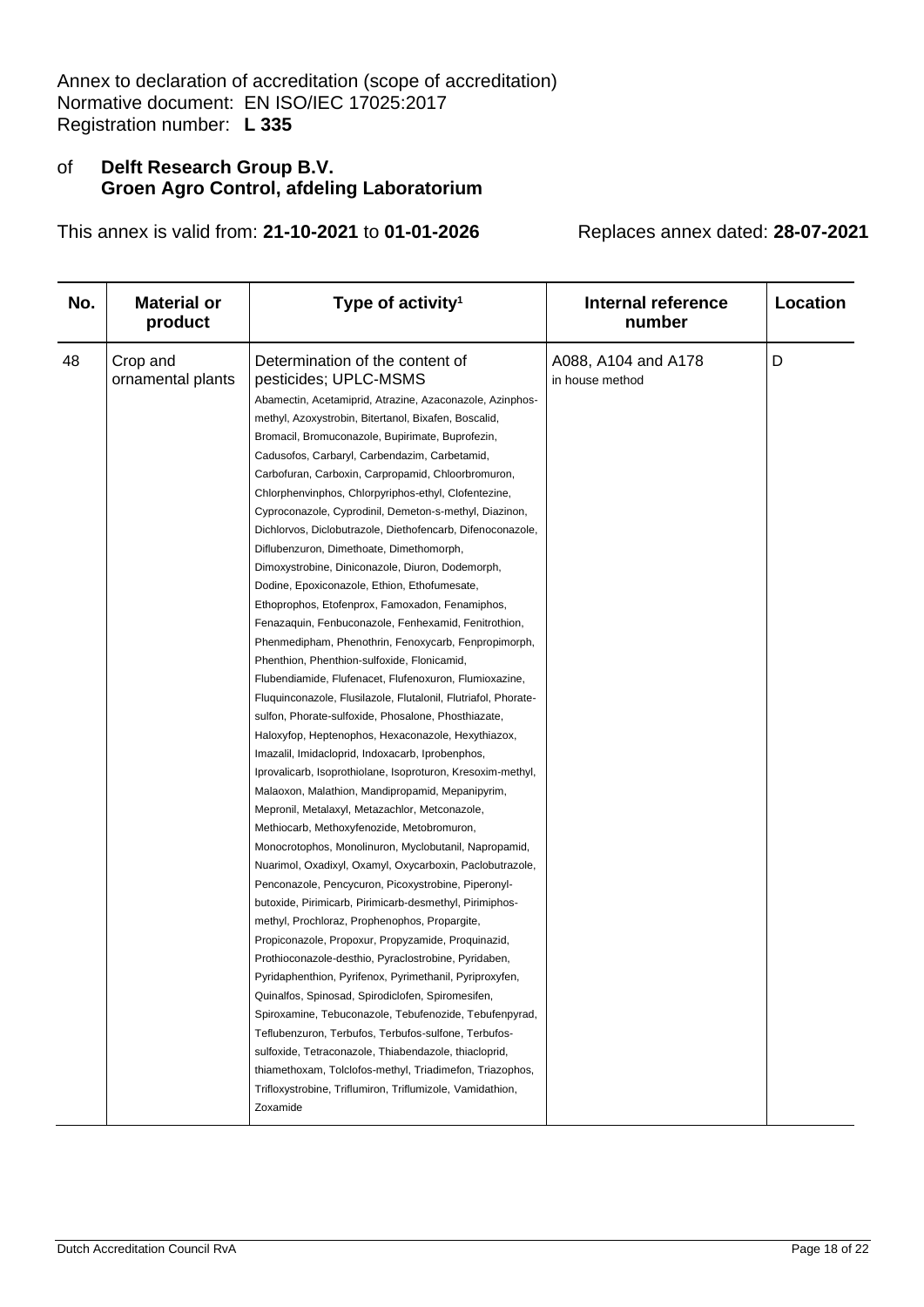Annex to declaration of accreditation (scope of accreditation)
Normative document: EN ISO/IEC 17025:2017
Registration number: **L 335**

of **Delft Research Group B.V.**
**Groen Agro Control, afdeling Laboratorium**

This annex is valid from: **21-10-2021** to **01-01-2026** Replaces annex dated: **28-07-2021**

| No. | Material or product | Type of activity[1] | Internal reference number | Location |
|---|---|---|---|---|
| 48 | Crop and ornamental plants | Determination of the content of pesticides; UPLC-MSMS<br>Abamectin, Acetamiprid, Atrazine, Azaconazole, Azinphos-methyl, Azoxystrobin, Bitertanol, Bixafen, Boscalid, Bromacil, Bromuconazole, Bupirimate, Buprofezin, Cadusofos, Carbaryl, Carbendazim, Carbetamid, Carbofuran, Carboxin, Carpropamid, Chloorbromuron, Chlorphenvinphos, Chlorpyriphos-ethyl, Clofentezine, Cyproconazole, Cyprodinil, Demeton-s-methyl, Diazinon, Dichlorvos, Diclobutrazole, Diethofencarb, Difenoconazole, Diflubenzuron, Dimethoate, Dimethomorph, Dimoxystrobine, Diniconazole, Diuron, Dodemorph, Dodine, Epoxiconazole, Ethion, Ethofumesate, Ethoprophos, Etofenprox, Famoxadon, Fenamiphos, Fenazaquin, Fenbuconazole, Fenhexamid, Fenitrothion, Phenmedipham, Phenothrin, Fenoxycarb, Fenpropimorph, Phenthion, Phenthion-sulfoxide, Flonicamid, Flubendiamide, Flufenacet, Flufenoxuron, Flumioxazine, Fluquinconazole, Flusilazole, Flutalonil, Flutriafol, Phorate-sulfon, Phorate-sulfoxide, Phosalone, Phosthiazate, Haloxyfop, Heptenophos, Hexaconazole, Hexythiazox, Imazalil, Imidacloprid, Indoxacarb, Iprobenphos, Iprovalicarb, Isoprothiolane, Isoproturon, Kresoxim-methyl, Malaoxon, Malathion, Mandipropamid, Mepanipyrim, Mepronil, Metalaxyl, Metazachlor, Metconazole, Methiocarb, Methoxyfenozide, Metobromuron, Monocrotophos, Monolinuron, Myclobutanil, Napropamid, Nuarimol, Oxadixyl, Oxamyl, Oxycarboxin, Paclobutrazole, Penconazole, Pencycuron, Picoxystrobine, Piperonyl-butoxide, Pirimicarb, Pirimicarb-desmethyl, Pirimiphos-methyl, Prochloraz, Prophenophos, Propargite, Propiconazole, Propoxur, Propyzamide, Proquinazid, Prothioconazole-desthio, Pyraclostrobine, Pyridaben, Pyridaphenthion, Pyrifenox, Pyrimethanil, Pyriproxyfen, Quinalfos, Spinosad, Spirodiclofen, Spiromesifen, Spiroxamine, Tebuconazole, Tebufenozide, Tebufenpyrad, Teflubenzuron, Terbufos, Terbufos-sulfone, Terbufos-sulfoxide, Tetraconazole, Thiabendazole, thiacloprid, thiamethoxam, Tolclofos-methyl, Triadimefon, Triazophos, Trifloxystrobine, Triflumiron, Triflumizole, Vamidathion, Zoxamide | A088, A104 and A178<br>in house method | D |

Dutch Accreditation Council RvA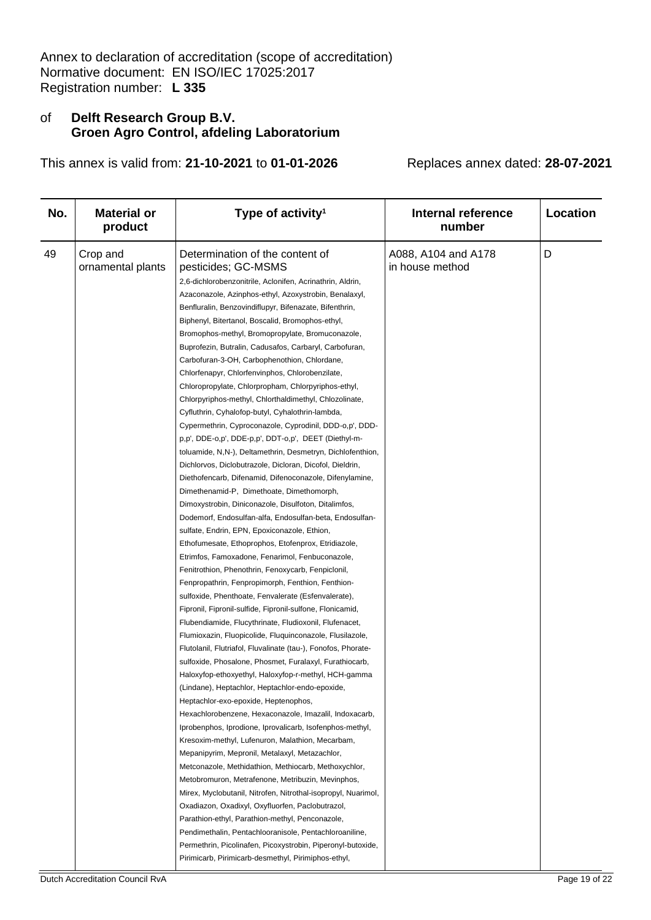Annex to declaration of accreditation (scope of accreditation)
Normative document: EN ISO/IEC 17025:2017
Registration number: **L 335**

of **Delft Research Group B.V.**
**Groen Agro Control, afdeling Laboratorium**

This annex is valid from: **21-10-2021** to **01-01-2026** Replaces annex dated: **28-07-2021**

| No. | Material or product | Type of activity[1] | Internal reference number | Location |
|---|---|---|---|---|
| 49 | Crop and ornamental plants | Determination of the content of pesticides; GC-MSMS<br>2,6-dichlorobenzonitrile, Aclonifen, Acrinathrin, Aldrin, Azaconazole, Azinphos-ethyl, Azoxystrobin, Benalaxyl, Benfluralin, Benzovindiflupyr, Bifenazate, Bifenthrin, Biphenyl, Bitertanol, Boscalid, Bromophos-ethyl, Bromophos-methyl, Bromopropylate, Bromuconazole, Buprofezin, Butralin, Cadusafos, Carbaryl, Carbofuran, Carbofuran-3-OH, Carbophenothion, Chlordane, Chlorfenapyr, Chlorfenvinphos, Chlorobenzilate, Chloropropylate, Chlorpropham, Chlorpyriphos-ethyl, Chlorpyriphos-methyl, Chlorthaldimethyl, Chlozolinate, Cyfluthrin, Cyhalofop-butyl, Cyhalothrin-lambda, Cypermethrin, Cyproconazole, Cyprodinil, DDD-o,p', DDD-p,p', DDE-o,p', DDE-p,p', DDT-o,p', DEET (Diethyl-m-toluamide, N,N-), Deltamethrin, Desmetryn, Dichlofenthion, Dichlorvos, Diclobutrazole, Dicloran, Dicofol, Dieldrin, Diethofencarb, Difenamid, Difenoconazole, Difenylamine, Dimethenamid-P, Dimethoate, Dimethomorph, Dimoxystrobin, Diniconazole, Disulfoton, Ditalimfos, Dodemorf, Endosulfan-alfa, Endosulfan-beta, Endosulfan-sulfate, Endrin, EPN, Epoxiconazole, Ethion, Ethofumesate, Ethoprophos, Etofenprox, Etridiazole, Etrimfos, Famoxadone, Fenarimol, Fenbuconazole, Fenitrothion, Phenothrin, Fenoxycarb, Fenpiclonil, Fenpropathrin, Fenpropimorph, Fenthion, Fenthion-sulfoxide, Phenthoate, Fenvalerate (Esfenvalerate), Fipronil, Fipronil-sulfide, Fipronil-sulfone, Flonicamid, Flubendiamide, Flucythrinate, Fludioxonil, Flufenacet, Flumioxazin, Fluopicolide, Fluquinconazole, Flusilazole, Flutolanil, Flutriafol, Fluvalinate (tau-), Fonofos, Phorate-sulfoxide, Phosalone, Phosmet, Furalaxyl, Furathiocarb, Haloxyfop-ethoxyethyl, Haloxyfop-r-methyl, HCH-gamma (Lindane), Heptachlor, Heptachlor-endo-epoxide, Heptachlor-exo-epoxide, Heptenophos, Hexachlorobenzene, Hexaconazole, Imazalil, Indoxacarb, Iprobenphos, Iprodione, Iprovalicarb, Isofenphos-methyl, Kresoxim-methyl, Lufenuron, Malathion, Mecarbam, Mepanipyrim, Mepronil, Metalaxyl, Metazachlor, Metconazole, Methidathion, Methiocarb, Methoxychlor, Metobromuron, Metrafenone, Metribuzin, Mevinphos, Mirex, Myclobutanil, Nitrofen, Nitrothal-isopropyl, Nuarimol, Oxadiazon, Oxadixyl, Oxyfluorfen, Paclobutrazol, Parathion-ethyl, Parathion-methyl, Penconazole, Pendimethalin, Pentachlooranisole, Pentachloroaniline, Permethrin, Picolinafen, Picoxystrobin, Piperonyl-butoxide, Pirimicarb, Pirimicarb-desmethyl, Pirimiphos-ethyl, | A088, A104 and A178<br>in house method | D |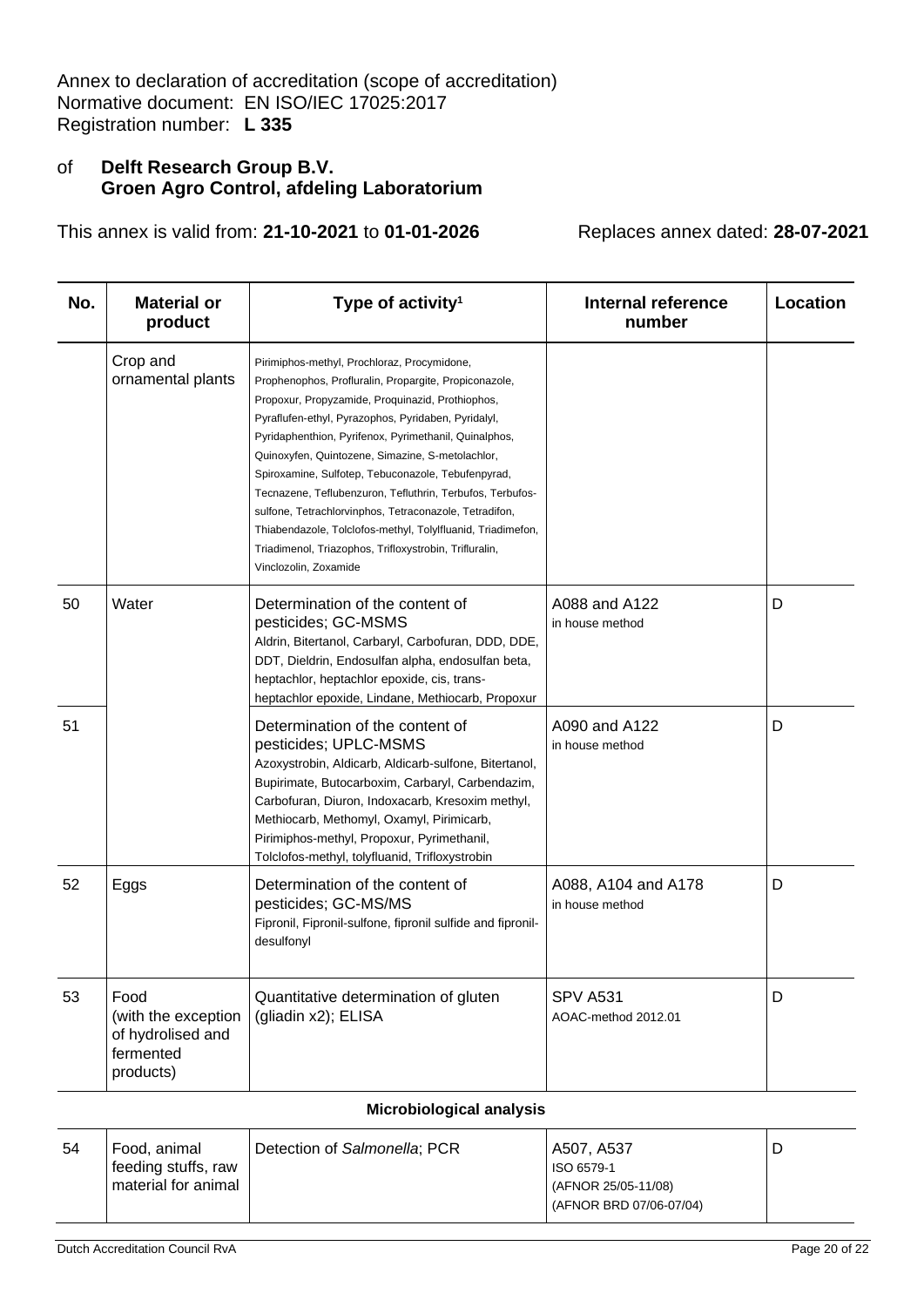Annex to declaration of accreditation (scope of accreditation)
Normative document: EN ISO/IEC 17025:2017
Registration number: **L 335**

of **Delft Research Group B.V.**
**Groen Agro Control, afdeling Laboratorium**

This annex is valid from: **21-10-2021** to **01-01-2026** Replaces annex dated: **28-07-2021**

| No. | Material or product | Type of activity[1] | Internal reference number | Location |
|---|---|---|---|---|
| | Crop and ornamental plants | Pirimiphos-methyl, Prochloraz, Procymidone, Prophenophos, Profluralin, Propargite, Propiconazole, Propoxur, Propyzamide, Proquinazid, Prothiophos, Pyraflufen-ethyl, Pyrazophos, Pyridaben, Pyridalyl, Pyridaphenthion, Pyrifenox, Pyrimethanil, Quinalphos, Quinoxyfen, Quintozene, Simazine, S-metolachlor, Spiroxamine, Sulfotep, Tebuconazole, Tebufenpyrad, Tecnazene, Teflubenzuron, Tefluthrin, Terbufos, Terbufos-sulfone, Tetrachlorvinphos, Tetraconazole, Tetradifon, Thiabendazole, Tolclofos-methyl, Tolylfluanid, Triadimefon, Triadimenol, Triazophos, Trifloxystrobin, Trifluralin, Vinclozolin, Zoxamide | | |
| 50 | Water | Determination of the content of pesticides; GC-MSMS<br>Aldrin, Bitertanol, Carbaryl, Carbofuran, DDD, DDE, DDT, Dieldrin, Endosulfan alpha, endosulfan beta, heptachlor, heptachlor epoxide, cis, trans-heptachlor epoxide, Lindane, Methiocarb, Propoxur | A088 and A122<br>in house method | D |
| 51 | | Determination of the content of pesticides; UPLC-MSMS<br>Azoxystrobin, Aldicarb, Aldicarb-sulfone, Bitertanol, Bupirimate, Butocarboxim, Carbaryl, Carbendazim, Carbofuran, Diuron, Indoxacarb, Kresoxim methyl, Methiocarb, Methomyl, Oxamyl, Pirimicarb, Pirimiphos-methyl, Propoxur, Pyrimethanil, Tolclofos-methyl, tolyfluanid, Trifloxystrobin | A090 and A122<br>in house method | D |
| 52 | Eggs | Determination of the content of pesticides; GC-MS/MS<br>Fipronil, Fipronil-sulfone, fipronil sulfide and fipronil-desulfonyl | A088, A104 and A178<br>in house method | D |
| 53 | Food (with the exception of hydrolised and fermented products) | Quantitative determination of gluten (gliadin x2); ELISA | SPV A531<br>AOAC-method 2012.01 | D |

**Microbiological analysis**

| No. | Material or product | Type of activity | Internal reference number | Location |
|---|---|---|---|---|
| 54 | Food, animal feeding stuffs, raw material for animal | Detection of *Salmonella*; PCR | A507, A537<br>ISO 6579-1<br>(AFNOR 25/05-11/08)<br>(AFNOR BRD 07/06-07/04) | D |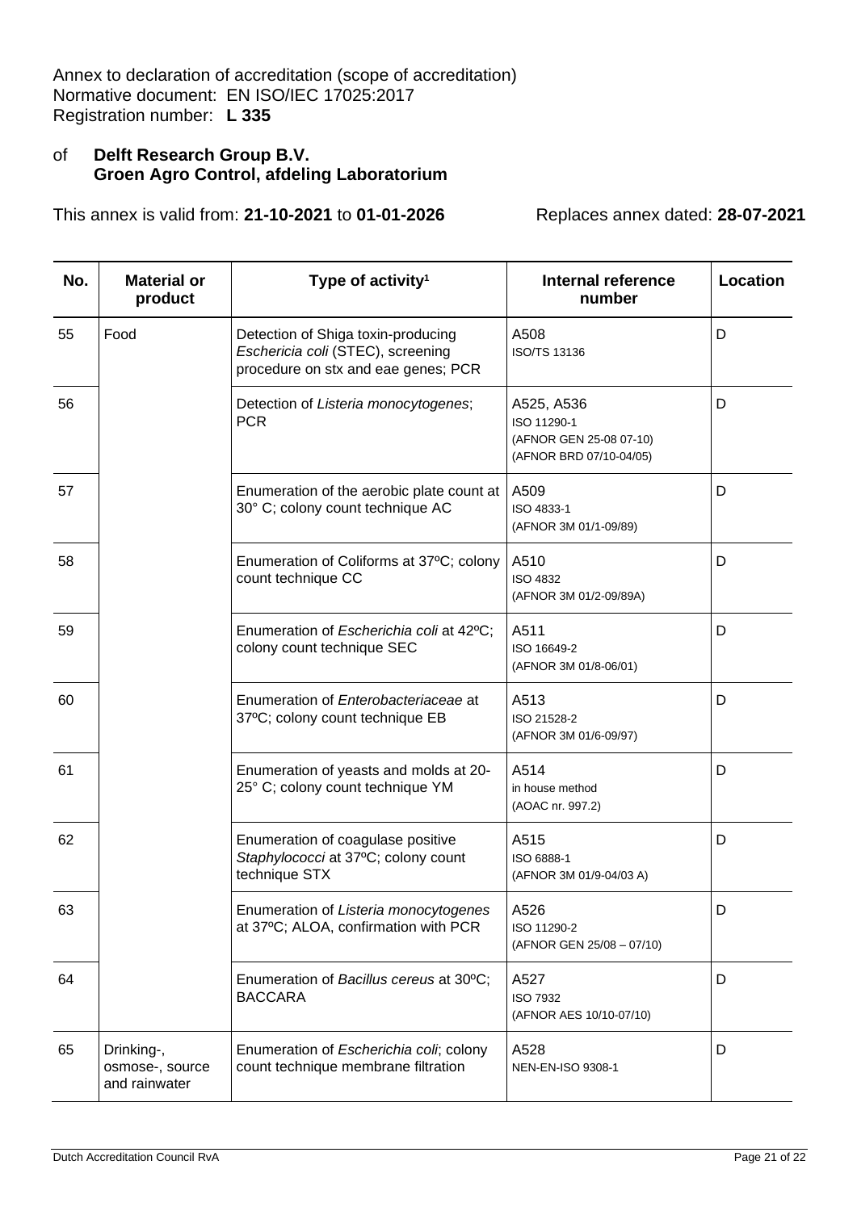Annex to declaration of accreditation (scope of accreditation)
Normative document: EN ISO/IEC 17025:2017
Registration number: **L 335**

of **Delft Research Group B.V.**
**Groen Agro Control, afdeling Laboratorium**

This annex is valid from: **21-10-2021** to **01-01-2026** Replaces annex dated: **28-07-2021**

| No. | Material or product | Type of activity[1] | Internal reference number | Location |
|---|---|---|---|---|
| 55 | Food | Detection of Shiga toxin-producing *Eschericia coli* (STEC), screening procedure on stx and eae genes; PCR | A508<br>ISO/TS 13136 | D |
| 56 | | Detection of *Listeria monocytogenes*; PCR | A525, A536<br>ISO 11290-1<br>(AFNOR GEN 25-08 07-10)<br>(AFNOR BRD 07/10-04/05) | D |
| 57 | | Enumeration of the aerobic plate count at 30° C; colony count technique AC | A509<br>ISO 4833-1<br>(AFNOR 3M 01/1-09/89) | D |
| 58 | | Enumeration of Coliforms at 37ºC; colony count technique CC | A510<br>ISO 4832<br>(AFNOR 3M 01/2-09/89A) | D |
| 59 | | Enumeration of *Escherichia coli* at 42ºC; colony count technique SEC | A511<br>ISO 16649-2<br>(AFNOR 3M 01/8-06/01) | D |
| 60 | | Enumeration of *Enterobacteriaceae* at 37ºC; colony count technique EB | A513<br>ISO 21528-2<br>(AFNOR 3M 01/6-09/97) | D |
| 61 | | Enumeration of yeasts and molds at 20-25° C; colony count technique YM | A514<br>in house method<br>(AOAC nr. 997.2) | D |
| 62 | | Enumeration of coagulase positive *Staphylococci* at 37ºC; colony count technique STX | A515<br>ISO 6888-1<br>(AFNOR 3M 01/9-04/03 A) | D |
| 63 | | Enumeration of *Listeria monocytogenes* at 37ºC; ALOA, confirmation with PCR | A526<br>ISO 11290-2<br>(AFNOR GEN 25/08 – 07/10) | D |
| 64 | | Enumeration of *Bacillus cereus* at 30ºC; BACCARA | A527<br>ISO 7932<br>(AFNOR AES 10/10-07/10) | D |
| 65 | Drinking-, osmose-, source and rainwater | Enumeration of *Escherichia coli*; colony count technique membrane filtration | A528<br>NEN-EN-ISO 9308-1 | D |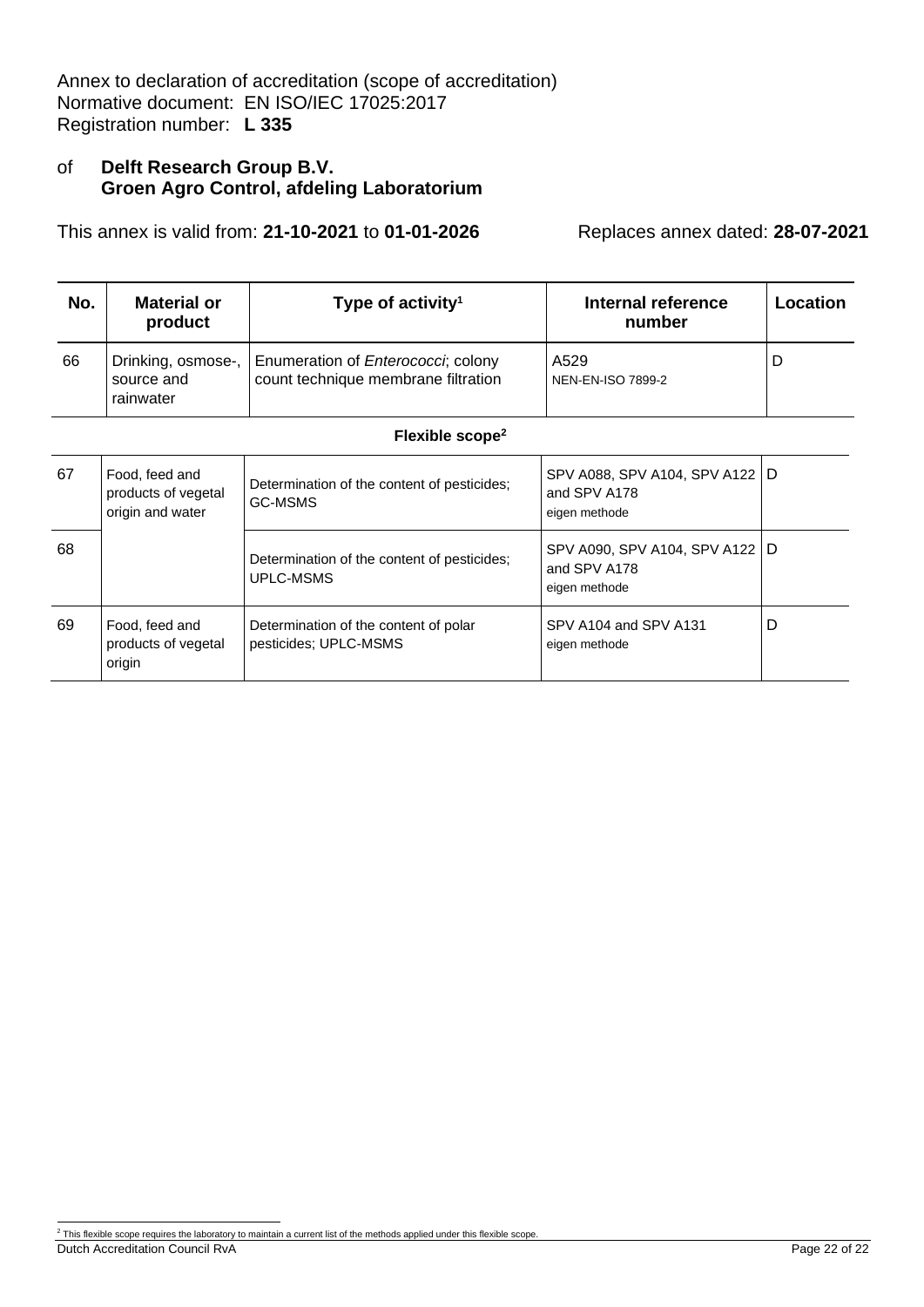Annex to declaration of accreditation (scope of accreditation)
Normative document: EN ISO/IEC 17025:2017
Registration number: **L 335**

of **Delft Research Group B.V.**
**Groen Agro Control, afdeling Laboratorium**

This annex is valid from: **21-10-2021** to **01-01-2026** Replaces annex dated: **28-07-2021**

| No. | Material or product | Type of activity[1] | Internal reference number | Location |
|---|---|---|---|---|
| 66 | Drinking, osmose-, source and rainwater | Enumeration of *Enterococci*; colony count technique membrane filtration | A529<br>NEN-EN-ISO 7899-2 | D |
| | | **Flexible scope[2]** | | |
| 67 | Food, feed and products of vegetal origin and water | Determination of the content of pesticides; GC-MSMS | SPV A088, SPV A104, SPV A122 and SPV A178<br>eigen methode | D |
| 68 | | Determination of the content of pesticides; UPLC-MSMS | SPV A090, SPV A104, SPV A122 and SPV A178<br>eigen methode | D |
| 69 | Food, feed and products of vegetal origin | Determination of the content of polar pesticides; UPLC-MSMS | SPV A104 and SPV A131<br>eigen methode | D |

[2] This flexible scope requires the laboratory to maintain a current list of the methods applied under this flexible scope.